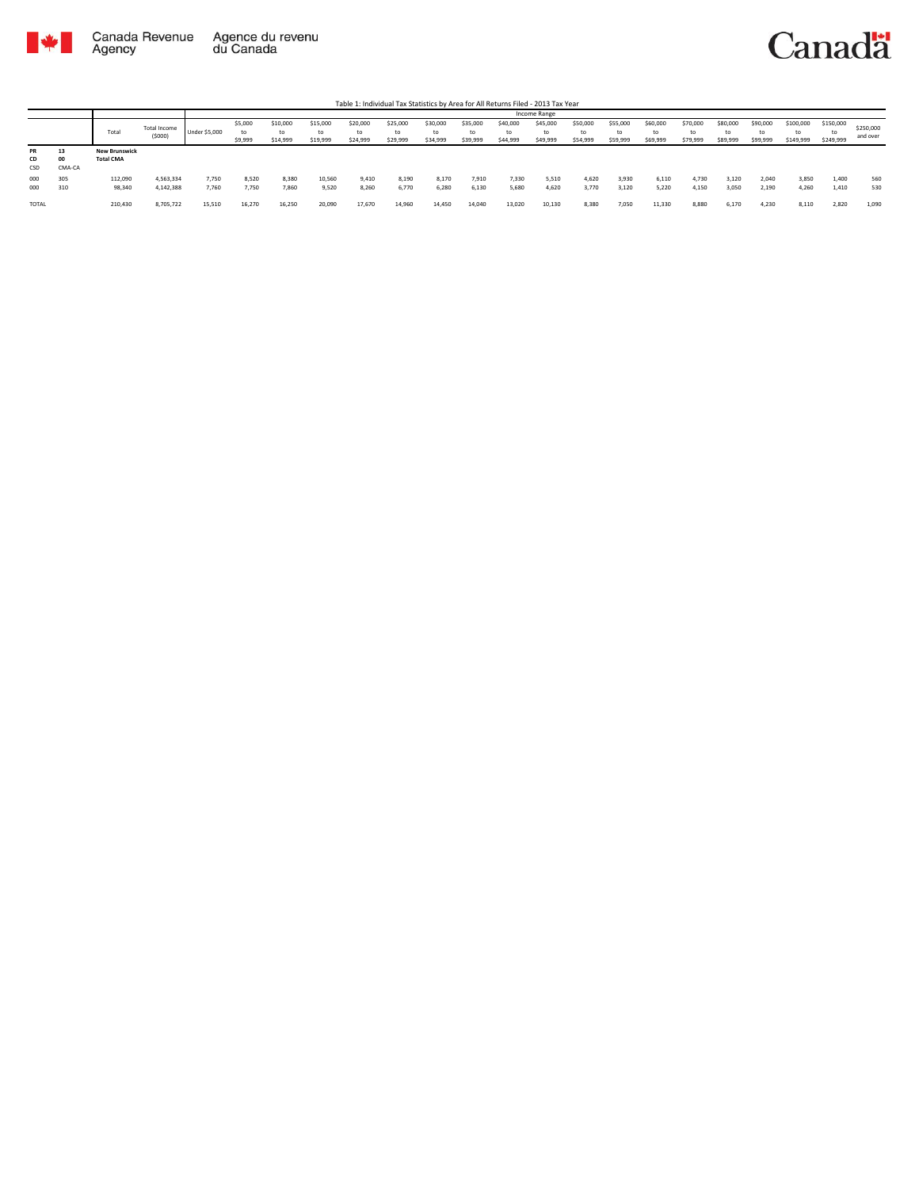Canada Revenue Agency | Agence du revenu du Canada

Canada

Table 1: Individual Tax Statistics by Area for All Returns Filed - 2013 Tax Year

| | | | | Income Range | | | | | | | | | | | | | | | | | | | |
|---|---|---|---|---|---|---|---|---|---|---|---|---|---|---|---|---|---|---|---|---|---|---|---|
| | | Total | Total Income ($000) | Under $5,000 | $5,000 to $9,999 | $10,000 to $14,999 | $15,000 to $19,999 | $20,000 to $24,999 | $25,000 to $29,999 | $30,000 to $34,999 | $35,000 to $39,999 | $40,000 to $44,999 | $45,000 to $49,999 | $50,000 to $54,999 | $55,000 to $59,999 | $60,000 to $69,999 | $70,000 to $79,999 | $80,000 to $89,999 | $90,000 to $99,999 | $100,000 to $149,999 | $150,000 to $249,999 | $250,000 and over |
| **PR** | **13** | **New Brunswick** | | | | | | | | | | | | | | | | | | | | |
| **CD** | **00** | **Total CMA** | | | | | | | | | | | | | | | | | | | | |
| CSD | CMA-CA | | | | | | | | | | | | | | | | | | | | | |
| 000 | 305 | 112,090 | 4,563,334 | 7,750 | 8,520 | 8,380 | 10,560 | 9,410 | 8,190 | 8,170 | 7,910 | 7,330 | 5,510 | 4,620 | 3,930 | 6,110 | 4,730 | 3,120 | 2,040 | 3,850 | 1,400 | 560 |
| 000 | 310 | 98,340 | 4,142,388 | 7,760 | 7,750 | 7,860 | 9,520 | 8,260 | 6,770 | 6,280 | 6,130 | 5,680 | 4,620 | 3,770 | 3,120 | 5,220 | 4,150 | 3,050 | 2,190 | 4,260 | 1,410 | 530 |
| TOTAL | | 210,430 | 8,705,722 | 15,510 | 16,270 | 16,250 | 20,090 | 17,670 | 14,960 | 14,450 | 14,040 | 13,020 | 10,130 | 8,380 | 7,050 | 11,330 | 8,880 | 6,170 | 4,230 | 8,110 | 2,820 | 1,090 |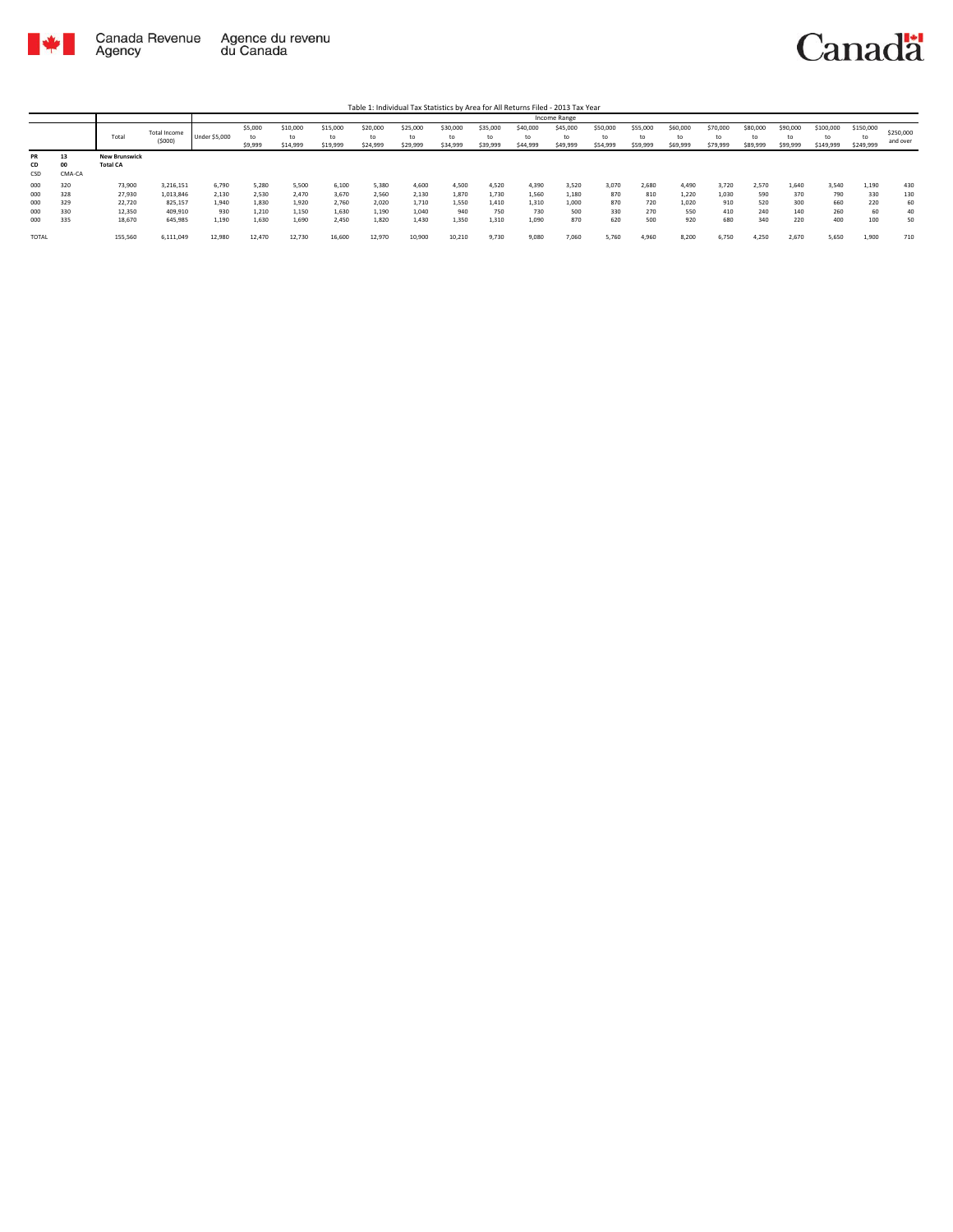Table 1: Individual Tax Statistics by Area for All Returns Filed - 2013 Tax Year

| | | | | Income Range | | | | | | | | | | | | | | | | | | |
|---|---|---|---|---|---|---|---|---|---|---|---|---|---|---|---|---|---|---|---|---|---|---|
| | | Total | Total Income ($000) | Under $5,000 | $5,000 to $9,999 | $10,000 to $14,999 | $15,000 to $19,999 | $20,000 to $24,999 | $25,000 to $29,999 | $30,000 to $34,999 | $35,000 to $39,999 | $40,000 to $44,999 | $45,000 to $49,999 | $50,000 to $54,999 | $55,000 to $59,999 | $60,000 to $69,999 | $70,000 to $79,999 | $80,000 to $89,999 | $90,000 to $99,999 | $100,000 to $149,999 | $150,000 to $249,999 | $250,000 and over |
| PR<br>CD<br>CSD | 13<br>00<br>CMA-CA | **New Brunswick**<br>**Total CA** | | | | | | | | | | | | | | | | | | | | |
| 000 | 320 | 73,900 | 3,216,151 | 6,790 | 5,280 | 5,500 | 6,100 | 5,380 | 4,600 | 4,500 | 4,520 | 4,390 | 3,520 | 3,070 | 2,680 | 4,490 | 3,720 | 2,570 | 1,640 | 3,540 | 1,190 | 430 |
| 000 | 328 | 27,930 | 1,013,846 | 2,130 | 2,530 | 2,470 | 3,670 | 2,560 | 2,130 | 1,870 | 1,730 | 1,560 | 1,180 | 870 | 810 | 1,220 | 1,030 | 590 | 370 | 790 | 330 | 130 |
| 000 | 329 | 22,720 | 825,157 | 1,940 | 1,830 | 1,920 | 2,760 | 2,020 | 1,710 | 1,550 | 1,410 | 1,310 | 1,000 | 870 | 720 | 1,020 | 910 | 520 | 300 | 660 | 220 | 60 |
| 000 | 330 | 12,350 | 409,910 | 930 | 1,210 | 1,150 | 1,630 | 1,190 | 1,040 | 940 | 750 | 730 | 500 | 330 | 270 | 550 | 410 | 240 | 140 | 260 | 60 | 40 |
| 000 | 335 | 18,670 | 645,985 | 1,190 | 1,630 | 1,690 | 2,450 | 1,820 | 1,430 | 1,350 | 1,310 | 1,090 | 870 | 620 | 500 | 920 | 680 | 340 | 220 | 400 | 100 | 50 |
| TOTAL | | 155,560 | 6,111,049 | 12,980 | 12,470 | 12,730 | 16,600 | 12,970 | 10,900 | 10,210 | 9,730 | 9,080 | 7,060 | 5,760 | 4,960 | 8,200 | 6,750 | 4,250 | 2,670 | 5,650 | 1,900 | 710 |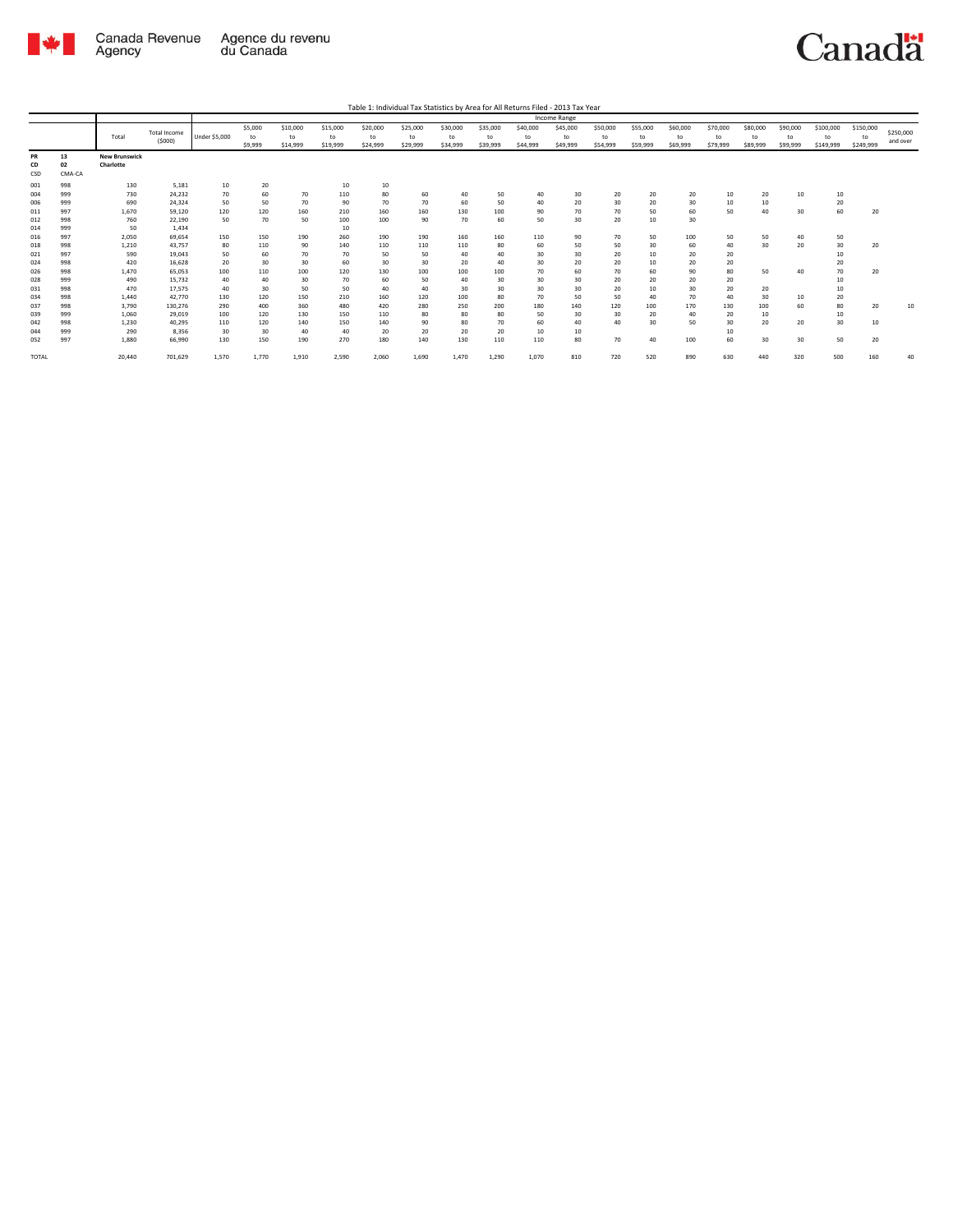Table 1: Individual Tax Statistics by Area for All Returns Filed - 2013 Tax Year

| | | | | Income Range | | | | | | | | | | | | | | | | | | |
|---|---|---|---|---|---|---|---|---|---|---|---|---|---|---|---|---|---|---|---|---|---|---|
| | | Total | Total Income ($000) | Under $5,000 | $5,000 to $9,999 | $10,000 to $14,999 | $15,000 to $19,999 | $20,000 to $24,999 | $25,000 to $29,999 | $30,000 to $34,999 | $35,000 to $39,999 | $40,000 to $44,999 | $45,000 to $49,999 | $50,000 to $54,999 | $55,000 to $59,999 | $60,000 to $69,999 | $70,000 to $79,999 | $80,000 to $89,999 | $90,000 to $99,999 | $100,000 to $149,999 | $150,000 to $249,999 | $250,000 and over |
| PR | 13 | New Brunswick | | | | | | | | | | | | | | | | | | | | |
| CD | 02 | Charlotte | | | | | | | | | | | | | | | | | | | | |
| CSD | CMA-CA | | | | | | | | | | | | | | | | | | | | | |
| 001 | 998 | 130 | 5,181 | 10 | 20 | | 10 | 10 | | | | | | | | | | | | | | |
| 004 | 999 | 730 | 24,232 | 70 | 60 | 70 | 110 | 80 | 60 | 40 | 50 | 40 | 30 | 20 | 20 | 20 | 10 | 20 | 10 | 10 | | |
| 006 | 999 | 690 | 24,324 | 50 | 50 | 70 | 90 | 70 | 70 | 60 | 50 | 40 | 20 | 30 | 20 | 30 | 10 | 10 | | 20 | | |
| 011 | 997 | 1,670 | 59,120 | 120 | 120 | 160 | 210 | 160 | 160 | 130 | 100 | 90 | 70 | 70 | 50 | 60 | 50 | 40 | 30 | 60 | 20 | |
| 012 | 998 | 760 | 22,190 | 50 | 70 | 50 | 100 | 100 | 90 | 70 | 60 | 50 | 30 | 20 | 10 | 30 | | | | | | |
| 014 | 999 | 50 | 1,434 | | | | 10 | | | | | | | | | | | | | | | |
| 016 | 997 | 2,050 | 69,654 | 150 | 150 | 190 | 260 | 190 | 190 | 160 | 160 | 110 | 90 | 70 | 50 | 100 | 50 | 50 | 40 | 50 | | |
| 018 | 998 | 1,210 | 43,757 | 80 | 110 | 90 | 140 | 110 | 110 | 110 | 80 | 60 | 50 | 50 | 30 | 60 | 40 | 30 | 20 | 30 | 20 | |
| 021 | 997 | 590 | 19,043 | 50 | 60 | 70 | 70 | 50 | 50 | 40 | 40 | 30 | 30 | 20 | 10 | 20 | 20 | | | 10 | | |
| 024 | 998 | 420 | 16,628 | 20 | 30 | 30 | 60 | 30 | 30 | 20 | 40 | 30 | 20 | 20 | 10 | 20 | 20 | | | 20 | | |
| 026 | 998 | 1,470 | 65,053 | 100 | 110 | 100 | 120 | 130 | 100 | 100 | 100 | 70 | 60 | 70 | 60 | 90 | 80 | 50 | 40 | 70 | 20 | |
| 028 | 999 | 490 | 15,732 | 40 | 40 | 30 | 70 | 60 | 50 | 40 | 30 | 30 | 30 | 20 | 20 | 20 | 20 | | | 10 | | |
| 031 | 998 | 470 | 17,575 | 40 | 30 | 50 | 50 | 40 | 40 | 30 | 30 | 30 | 30 | 20 | 10 | 30 | 20 | 20 | | 10 | | |
| 034 | 998 | 1,440 | 42,770 | 130 | 120 | 150 | 210 | 160 | 120 | 100 | 80 | 70 | 50 | 50 | 40 | 70 | 40 | 30 | 10 | 20 | | |
| 037 | 998 | 3,790 | 130,276 | 290 | 400 | 360 | 480 | 420 | 280 | 250 | 200 | 180 | 140 | 120 | 100 | 170 | 130 | 100 | 60 | 80 | 20 | 10 |
| 039 | 999 | 1,060 | 29,019 | 100 | 120 | 130 | 150 | 110 | 80 | 80 | 80 | 50 | 30 | 30 | 20 | 40 | 20 | 10 | | 10 | | |
| 042 | 998 | 1,230 | 40,295 | 110 | 120 | 140 | 150 | 140 | 90 | 80 | 70 | 60 | 40 | 40 | 30 | 50 | 30 | 20 | 20 | 30 | 10 | |
| 044 | 999 | 290 | 8,356 | 30 | 30 | 40 | 40 | 20 | 20 | 20 | 20 | 10 | 10 | | | | 10 | | | | | |
| 052 | 997 | 1,880 | 66,990 | 130 | 150 | 190 | 270 | 180 | 140 | 130 | 110 | 110 | 80 | 70 | 40 | 100 | 60 | 30 | 30 | 50 | 20 | |
| TOTAL | | 20,440 | 701,629 | 1,570 | 1,770 | 1,910 | 2,590 | 2,060 | 1,690 | 1,470 | 1,290 | 1,070 | 810 | 720 | 520 | 890 | 630 | 440 | 320 | 500 | 160 | 40 |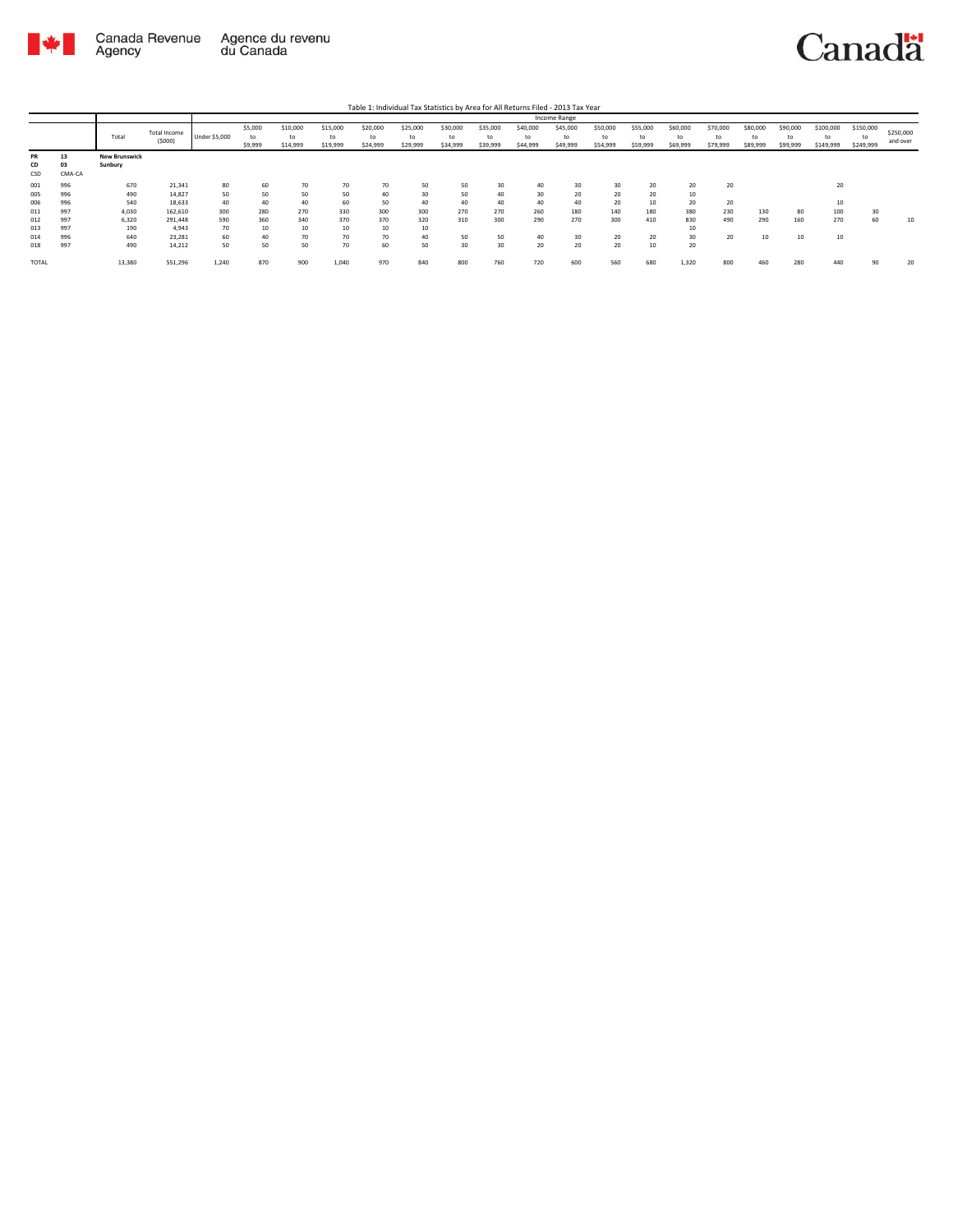Table 1: Individual Tax Statistics by Area for All Returns Filed - 2013 Tax Year

| | | Total | Total Income ($000) | Income Range | | | | | | | | | | | | | | | | | | |
|---|---|---|---|---|---|---|---|---|---|---|---|---|---|---|---|---|---|---|---|---|---|---|
| | | | | Under $5,000 | $5,000 to $9,999 | $10,000 to $14,999 | $15,000 to $19,999 | $20,000 to $24,999 | $25,000 to $29,999 | $30,000 to $34,999 | $35,000 to $39,999 | $40,000 to $44,999 | $45,000 to $49,999 | $50,000 to $54,999 | $55,000 to $59,999 | $60,000 to $69,999 | $70,000 to $79,999 | $80,000 to $89,999 | $90,000 to $99,999 | $100,000 to $149,999 | $150,000 to $249,999 | $250,000 and over |
| **PR** | **13** | **New Brunswick** | | | | | | | | | | | | | | | | | | | | |
| **CD** | **03** | **Sunbury** | | | | | | | | | | | | | | | | | | | | |
| CSD | CMA-CA | | | | | | | | | | | | | | | | | | | | | |
| 001 | 996 | 670 | 21,341 | 80 | 60 | 70 | 70 | 70 | 50 | 50 | 30 | 40 | 30 | 30 | 20 | 20 | 20 | | | 20 | | |
| 005 | 996 | 490 | 14,827 | 50 | 50 | 50 | 50 | 40 | 30 | 50 | 40 | 30 | 20 | 20 | 20 | 10 | | | | | | |
| 006 | 996 | 540 | 18,633 | 40 | 40 | 40 | 60 | 50 | 40 | 40 | 40 | 40 | 40 | 20 | 10 | 20 | 20 | | | 10 | | |
| 011 | 997 | 4,030 | 162,610 | 300 | 280 | 270 | 330 | 300 | 300 | 270 | 270 | 260 | 180 | 140 | 180 | 380 | 230 | 130 | 80 | 100 | 30 | |
| 012 | 997 | 6,320 | 291,448 | 590 | 360 | 340 | 370 | 370 | 320 | 310 | 300 | 290 | 270 | 300 | 410 | 830 | 490 | 290 | 160 | 270 | 60 | 10 |
| 013 | 997 | 190 | 4,943 | 70 | 10 | 10 | 10 | 10 | 10 | | | | | | | 10 | | | | | | |
| 014 | 996 | 640 | 23,281 | 60 | 40 | 70 | 70 | 70 | 40 | 50 | 50 | 40 | 30 | 20 | 20 | 30 | 20 | 10 | 10 | 10 | | |
| 018 | 997 | 490 | 14,212 | 50 | 50 | 50 | 70 | 60 | 50 | 30 | 30 | 20 | 20 | 20 | 10 | 20 | | | | | | |
| TOTAL | | 13,380 | 551,296 | 1,240 | 870 | 900 | 1,040 | 970 | 840 | 800 | 760 | 720 | 600 | 560 | 680 | 1,320 | 800 | 460 | 280 | 440 | 90 | 20 |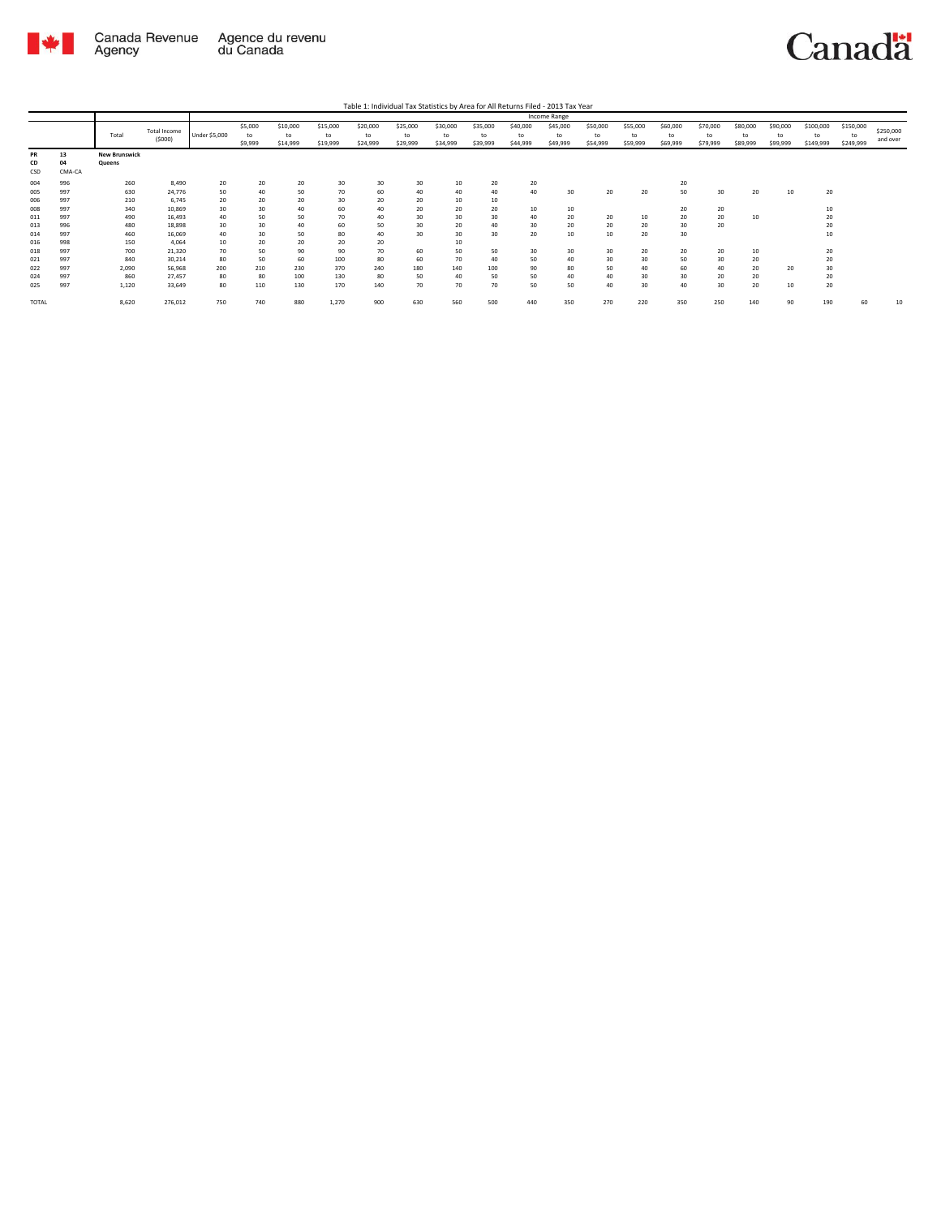Table 1: Individual Tax Statistics by Area for All Returns Filed - 2013 Tax Year

| | | Total | Total Income ($000) | Income Range | | | | | | | | | | | | | | | | | | |
|---|---|---|---|---|---|---|---|---|---|---|---|---|---|---|---|---|---|---|---|---|---|---|
| | | | | Under $5,000 | $5,000 to $9,999 | $10,000 to $14,999 | $15,000 to $19,999 | $20,000 to $24,999 | $25,000 to $29,999 | $30,000 to $34,999 | $35,000 to $39,999 | $40,000 to $44,999 | $45,000 to $49,999 | $50,000 to $54,999 | $55,000 to $59,999 | $60,000 to $69,999 | $70,000 to $79,999 | $80,000 to $89,999 | $90,000 to $99,999 | $100,000 to $149,999 | $150,000 to $249,999 | $250,000 and over |
| PR | 13 | **New Brunswick** | | | | | | | | | | | | | | | | | | | | |
| CD | 04 | **Queens** | | | | | | | | | | | | | | | | | | | | |
| CSD | CMA-CA | | | | | | | | | | | | | | | | | | | | | |
| 004 | 996 | 260 | 8,490 | 20 | 20 | 20 | 30 | 30 | 30 | 10 | 20 | 20 | | | | 20 | | | | | | |
| 005 | 997 | 630 | 24,776 | 50 | 40 | 50 | 70 | 60 | 40 | 40 | 40 | 40 | 30 | 20 | 20 | 50 | 30 | 20 | 10 | 20 | | |
| 006 | 997 | 210 | 6,745 | 20 | 20 | 20 | 30 | 20 | 20 | 10 | 10 | | | | | | | | | | | |
| 008 | 997 | 340 | 10,869 | 30 | 30 | 40 | 60 | 40 | 20 | 20 | 20 | 10 | 10 | | | 20 | 20 | | | 10 | | |
| 011 | 997 | 490 | 16,493 | 40 | 50 | 50 | 70 | 40 | 30 | 30 | 30 | 40 | 20 | 20 | 10 | 20 | 20 | 10 | | 20 | | |
| 013 | 996 | 480 | 18,898 | 30 | 30 | 40 | 60 | 50 | 30 | 20 | 40 | 30 | 20 | 20 | 20 | 30 | 20 | | | 20 | | |
| 014 | 997 | 460 | 16,069 | 40 | 30 | 50 | 80 | 40 | 30 | 30 | 30 | 20 | 10 | 10 | 20 | 30 | | | | 10 | | |
| 016 | 998 | 150 | 4,064 | 10 | 20 | 20 | 20 | 20 | | 10 | | | | | | | | | | | | |
| 018 | 997 | 700 | 21,320 | 70 | 50 | 90 | 90 | 70 | 60 | 50 | 50 | 30 | 30 | 30 | 20 | 20 | 20 | 10 | | 20 | | |
| 021 | 997 | 840 | 30,214 | 80 | 50 | 60 | 100 | 80 | 60 | 70 | 40 | 50 | 40 | 30 | 30 | 50 | 30 | 20 | | 20 | | |
| 022 | 997 | 2,090 | 56,968 | 200 | 210 | 230 | 370 | 240 | 180 | 140 | 100 | 90 | 80 | 50 | 40 | 60 | 40 | 20 | 20 | 30 | | |
| 024 | 997 | 860 | 27,457 | 80 | 80 | 100 | 130 | 80 | 50 | 40 | 50 | 50 | 40 | 40 | 30 | 30 | 20 | 20 | | 20 | | |
| 025 | 997 | 1,120 | 33,649 | 80 | 110 | 130 | 170 | 140 | 70 | 70 | 70 | 50 | 50 | 40 | 30 | 40 | 30 | 20 | 10 | 20 | | |
| TOTAL | | 8,620 | 276,012 | 750 | 740 | 880 | 1,270 | 900 | 630 | 560 | 500 | 440 | 350 | 270 | 220 | 350 | 250 | 140 | 90 | 190 | 60 | 10 |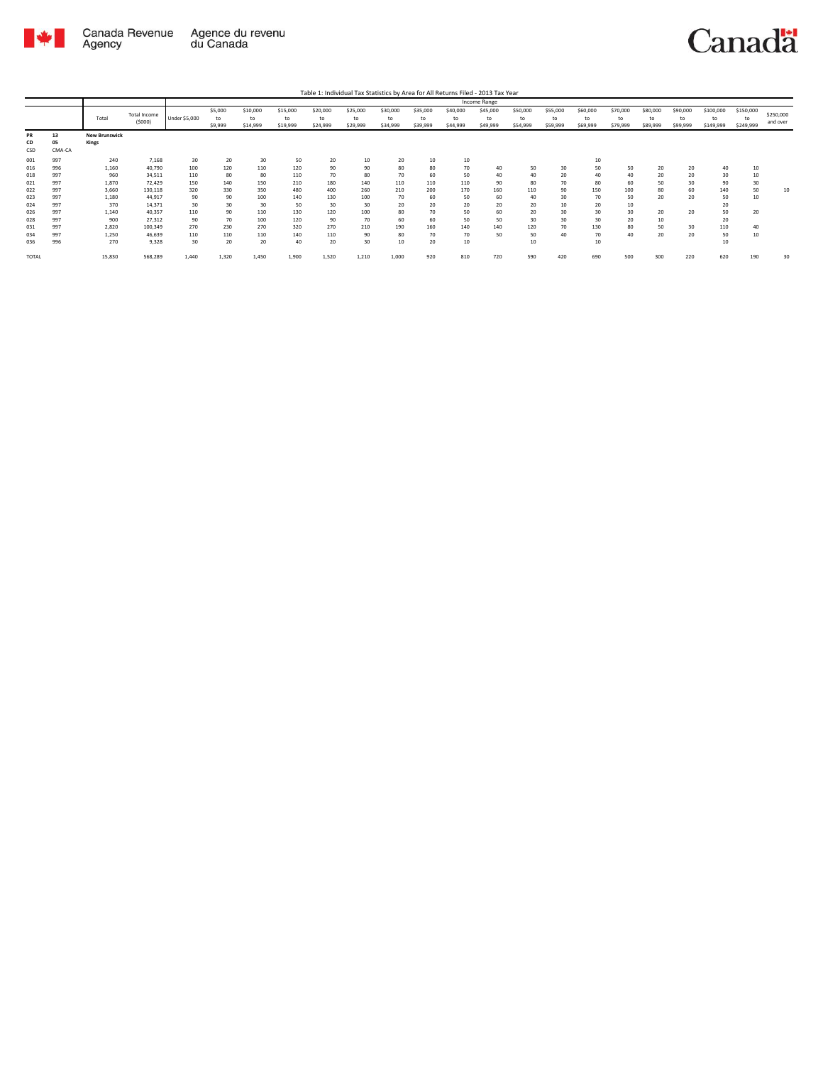Table 1: Individual Tax Statistics by Area for All Returns Filed - 2013 Tax Year

| | | Total | Total Income ($000) | Income Range | | | | | | | | | | | | | | | | | | |
|---|---|---|---|---|---|---|---|---|---|---|---|---|---|---|---|---|---|---|---|---|---|---|
| | | | | Under $5,000 | $5,000 to $9,999 | $10,000 to $14,999 | $15,000 to $19,999 | $20,000 to $24,999 | $25,000 to $29,999 | $30,000 to $34,999 | $35,000 to $39,999 | $40,000 to $44,999 | $45,000 to $49,999 | $50,000 to $54,999 | $55,000 to $59,999 | $60,000 to $69,999 | $70,000 to $79,999 | $80,000 to $89,999 | $90,000 to $99,999 | $100,000 to $149,999 | $150,000 to $249,999 | $250,000 and over |
| PR | 13 | **New Brunswick** | | | | | | | | | | | | | | | | | | | | |
| CD | 05 | **Kings** | | | | | | | | | | | | | | | | | | | | |
| CSD | CMA-CA | | | | | | | | | | | | | | | | | | | | | |
| 001 | 997 | 240 | 7,168 | 30 | 20 | 30 | 50 | 20 | 10 | 20 | 10 | 10 | | | | 10 | | | | | | |
| 016 | 996 | 1,160 | 40,790 | 100 | 120 | 110 | 120 | 90 | 90 | 80 | 80 | 70 | 40 | 50 | 30 | 50 | 50 | 20 | 20 | 40 | 10 | |
| 018 | 997 | 960 | 34,511 | 110 | 80 | 80 | 110 | 70 | 80 | 70 | 60 | 50 | 40 | 40 | 20 | 40 | 40 | 20 | 20 | 30 | 10 | |
| 021 | 997 | 1,870 | 72,429 | 150 | 140 | 150 | 210 | 180 | 140 | 110 | 110 | 110 | 90 | 80 | 70 | 80 | 60 | 50 | 30 | 90 | 30 | |
| 022 | 997 | 3,660 | 130,118 | 320 | 330 | 350 | 480 | 400 | 260 | 210 | 200 | 170 | 160 | 110 | 90 | 150 | 100 | 80 | 60 | 140 | 50 | 10 |
| 023 | 997 | 1,180 | 44,917 | 90 | 90 | 100 | 140 | 130 | 100 | 70 | 60 | 50 | 60 | 40 | 30 | 70 | 50 | 20 | 20 | 50 | 10 | |
| 024 | 997 | 370 | 14,371 | 30 | 30 | 30 | 50 | 30 | 30 | 20 | 20 | 20 | 20 | 20 | 10 | 20 | 10 | | | 20 | | |
| 026 | 997 | 1,140 | 40,357 | 110 | 90 | 110 | 130 | 120 | 100 | 80 | 70 | 50 | 60 | 20 | 30 | 30 | 30 | 20 | 20 | 50 | 20 | |
| 028 | 997 | 900 | 27,312 | 90 | 70 | 100 | 120 | 90 | 70 | 60 | 60 | 50 | 50 | 30 | 30 | 30 | 20 | 10 | | 20 | | |
| 031 | 997 | 2,820 | 100,349 | 270 | 230 | 270 | 320 | 270 | 210 | 190 | 160 | 140 | 140 | 120 | 70 | 130 | 80 | 50 | 30 | 110 | 40 | |
| 034 | 997 | 1,250 | 46,639 | 110 | 110 | 110 | 140 | 110 | 90 | 80 | 70 | 70 | 50 | 50 | 40 | 70 | 40 | 20 | 20 | 50 | 10 | |
| 036 | 996 | 270 | 9,328 | 30 | 20 | 20 | 40 | 20 | 30 | 10 | 20 | 10 | | 10 | | 10 | | | | 10 | | |
| TOTAL | | 15,830 | 568,289 | 1,440 | 1,320 | 1,450 | 1,900 | 1,520 | 1,210 | 1,000 | 920 | 810 | 720 | 590 | 420 | 690 | 500 | 300 | 220 | 620 | 190 | 30 |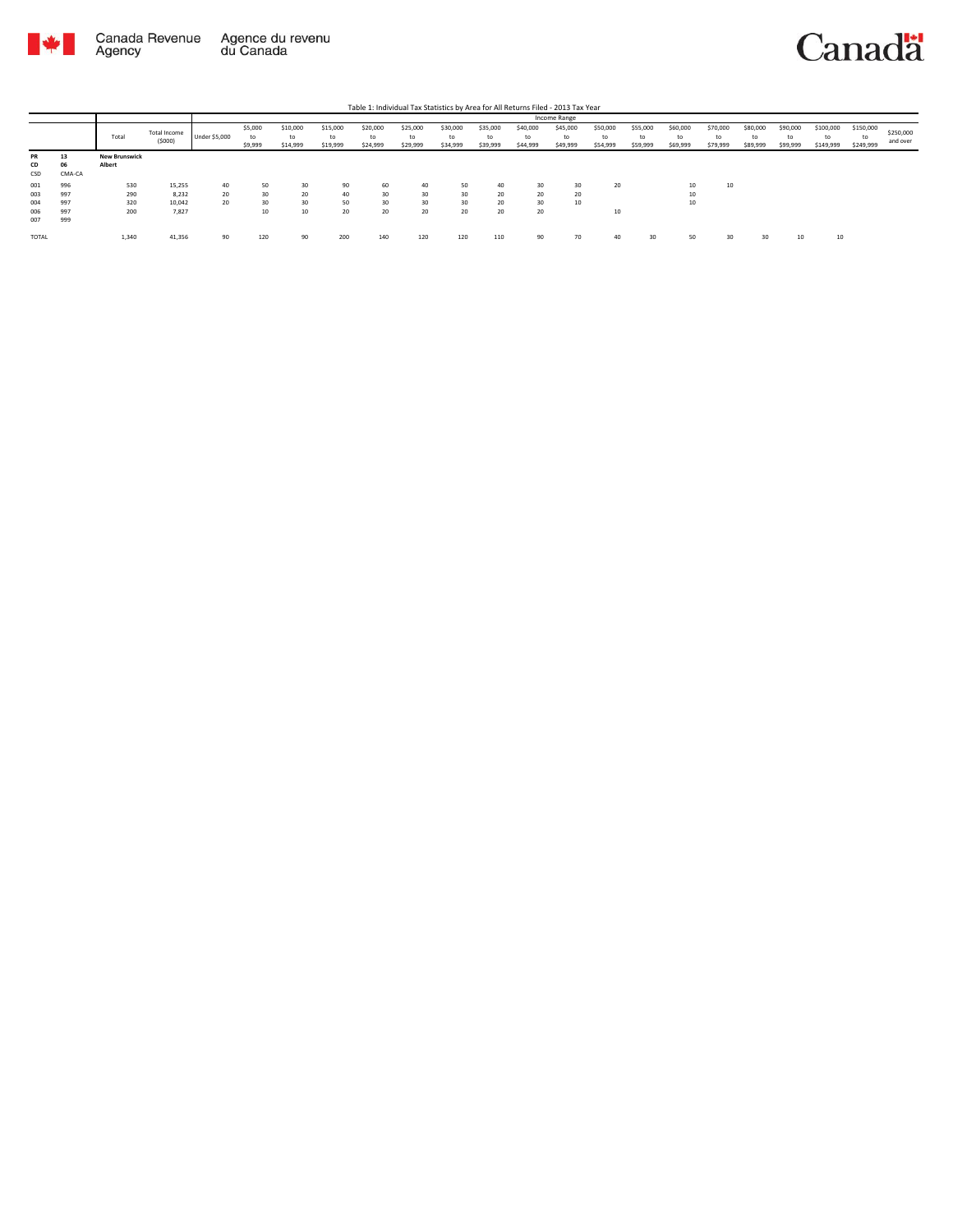Table 1: Individual Tax Statistics by Area for All Returns Filed - 2013 Tax Year

| | | Total | Total Income ($000) | Income Range | | | | | | | | | | | | | | | | | | |
|---|---|---|---|---|---|---|---|---|---|---|---|---|---|---|---|---|---|---|---|---|---|---|
| | | | | Under $5,000 | $5,000 to $9,999 | $10,000 to $14,999 | $15,000 to $19,999 | $20,000 to $24,999 | $25,000 to $29,999 | $30,000 to $34,999 | $35,000 to $39,999 | $40,000 to $44,999 | $45,000 to $49,999 | $50,000 to $54,999 | $55,000 to $59,999 | $60,000 to $69,999 | $70,000 to $79,999 | $80,000 to $89,999 | $90,000 to $99,999 | $100,000 to $149,999 | $150,000 to $249,999 | $250,000 and over |
| **PR** | **13** | **New Brunswick** | | | | | | | | | | | | | | | | | | | | |
| **CD** | **06** | **Albert** | | | | | | | | | | | | | | | | | | | | |
| CSD | CMA-CA | | | | | | | | | | | | | | | | | | | | | |
| 001 | 996 | 530 | 15,255 | 40 | 50 | 30 | 90 | 60 | 40 | 50 | 40 | 30 | 30 | 20 | | 10 | 10 | | | | | |
| 003 | 997 | 290 | 8,232 | 20 | 30 | 20 | 40 | 30 | 30 | 30 | 20 | 20 | 20 | | | 10 | | | | | | |
| 004 | 997 | 320 | 10,042 | 20 | 30 | 30 | 50 | 30 | 30 | 30 | 20 | 30 | 10 | | | 10 | | | | | | |
| 006 | 997 | 200 | 7,827 | | 10 | 10 | 20 | 20 | 20 | 20 | 20 | 20 | | 10 | | | | | | | | |
| 007 | 999 | | | | | | | | | | | | | | | | | | | | | |
| TOTAL | | 1,340 | 41,356 | 90 | 120 | 90 | 200 | 140 | 120 | 120 | 110 | 90 | 70 | 40 | 30 | 50 | 30 | 30 | 10 | 10 | | |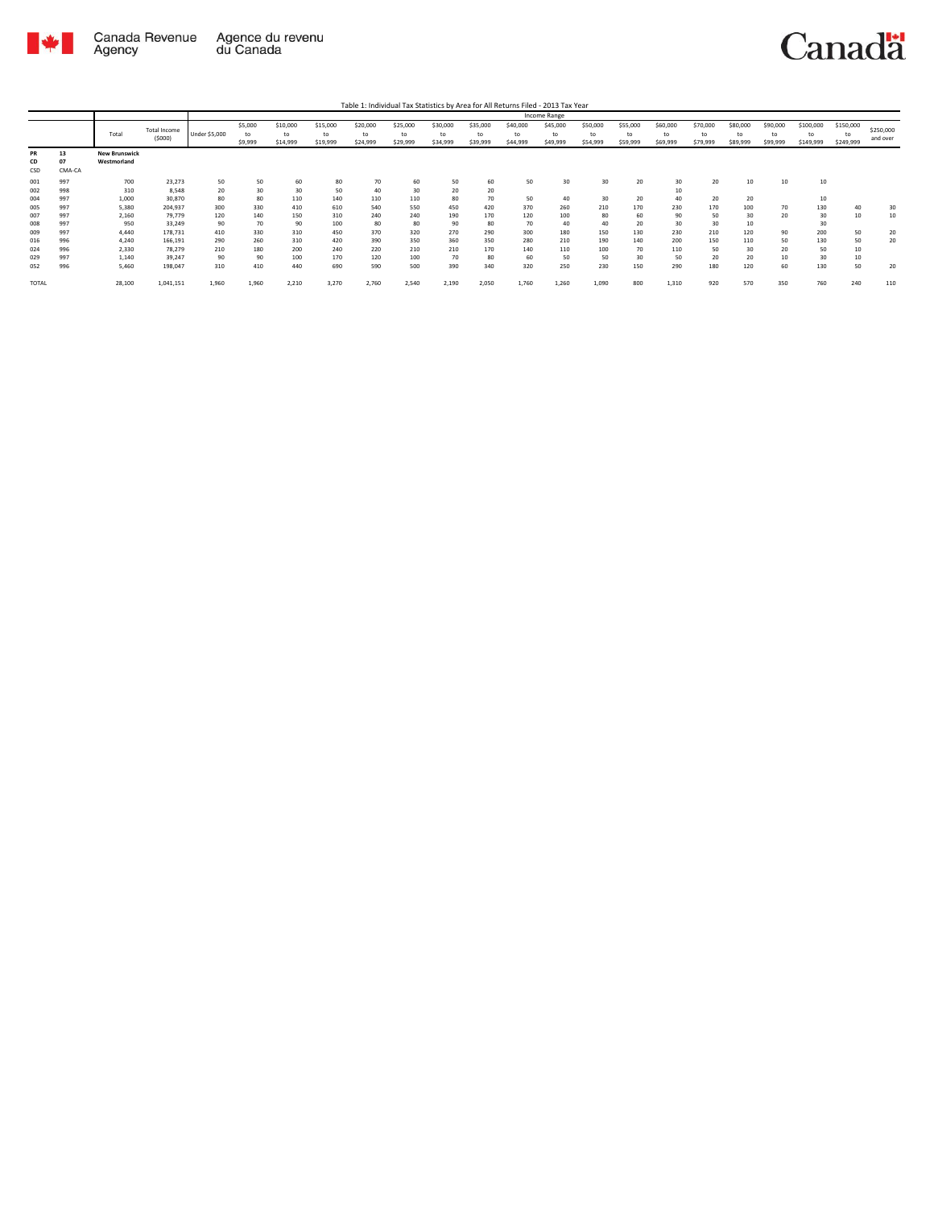Table 1: Individual Tax Statistics by Area for All Returns Filed - 2013 Tax Year

| | | Total | Total Income ($000) | Income Range | | | | | | | | | | | | | | | | | | |
|---|---|---|---|---|---|---|---|---|---|---|---|---|---|---|---|---|---|---|---|---|---|---|
| | | | | Under $5,000 | $5,000 to $9,999 | $10,000 to $14,999 | $15,000 to $19,999 | $20,000 to $24,999 | $25,000 to $29,999 | $30,000 to $34,999 | $35,000 to $39,999 | $40,000 to $44,999 | $45,000 to $49,999 | $50,000 to $54,999 | $55,000 to $59,999 | $60,000 to $69,999 | $70,000 to $79,999 | $80,000 to $89,999 | $90,000 to $99,999 | $100,000 to $149,999 | $150,000 to $249,999 | $250,000 and over |
| PR | 13 | New Brunswick | | | | | | | | | | | | | | | | | | | | |
| CD | 07 | Westmorland | | | | | | | | | | | | | | | | | | | | |
| CSD | CMA-CA | | | | | | | | | | | | | | | | | | | | | |
| 001 | 997 | 700 | 23,273 | 50 | 50 | 60 | 80 | 70 | 60 | 50 | 60 | 50 | 30 | 30 | 20 | 30 | 20 | 10 | 10 | 10 | | |
| 002 | 998 | 310 | 8,548 | 20 | 30 | 30 | 50 | 40 | 30 | 20 | 20 | | | | | 10 | | | | | | |
| 004 | 997 | 1,000 | 30,870 | 80 | 80 | 110 | 140 | 110 | 110 | 80 | 70 | 50 | 40 | 30 | 20 | 40 | 20 | 20 | | 10 | | |
| 005 | 997 | 5,380 | 204,937 | 300 | 330 | 410 | 610 | 540 | 550 | 450 | 420 | 370 | 260 | 210 | 170 | 230 | 170 | 100 | 70 | 130 | 40 | 30 |
| 007 | 997 | 2,160 | 79,779 | 120 | 140 | 150 | 310 | 240 | 240 | 190 | 170 | 120 | 100 | 80 | 60 | 90 | 50 | 30 | 20 | 30 | 10 | 10 |
| 008 | 997 | 950 | 33,249 | 90 | 70 | 90 | 100 | 80 | 80 | 90 | 80 | 70 | 40 | 40 | 20 | 30 | 30 | 10 | | 30 | | |
| 009 | 997 | 4,440 | 178,731 | 410 | 330 | 310 | 450 | 370 | 320 | 270 | 290 | 300 | 180 | 150 | 130 | 230 | 210 | 120 | 90 | 200 | 50 | 20 |
| 016 | 996 | 4,240 | 166,191 | 290 | 260 | 310 | 420 | 390 | 350 | 360 | 350 | 280 | 210 | 190 | 140 | 200 | 150 | 110 | 50 | 130 | 50 | 20 |
| 024 | 996 | 2,330 | 78,279 | 210 | 180 | 200 | 240 | 220 | 210 | 210 | 170 | 140 | 110 | 100 | 70 | 110 | 50 | 30 | 20 | 50 | 10 | |
| 029 | 997 | 1,140 | 39,247 | 90 | 90 | 100 | 170 | 120 | 100 | 70 | 80 | 60 | 50 | 50 | 30 | 50 | 20 | 20 | 10 | 30 | 10 | |
| 052 | 996 | 5,460 | 198,047 | 310 | 410 | 440 | 690 | 590 | 500 | 390 | 340 | 320 | 250 | 230 | 150 | 290 | 180 | 120 | 60 | 130 | 50 | 20 |
| TOTAL | | 28,100 | 1,041,151 | 1,960 | 1,960 | 2,210 | 3,270 | 2,760 | 2,540 | 2,190 | 2,050 | 1,760 | 1,260 | 1,090 | 800 | 1,310 | 920 | 570 | 350 | 760 | 240 | 110 |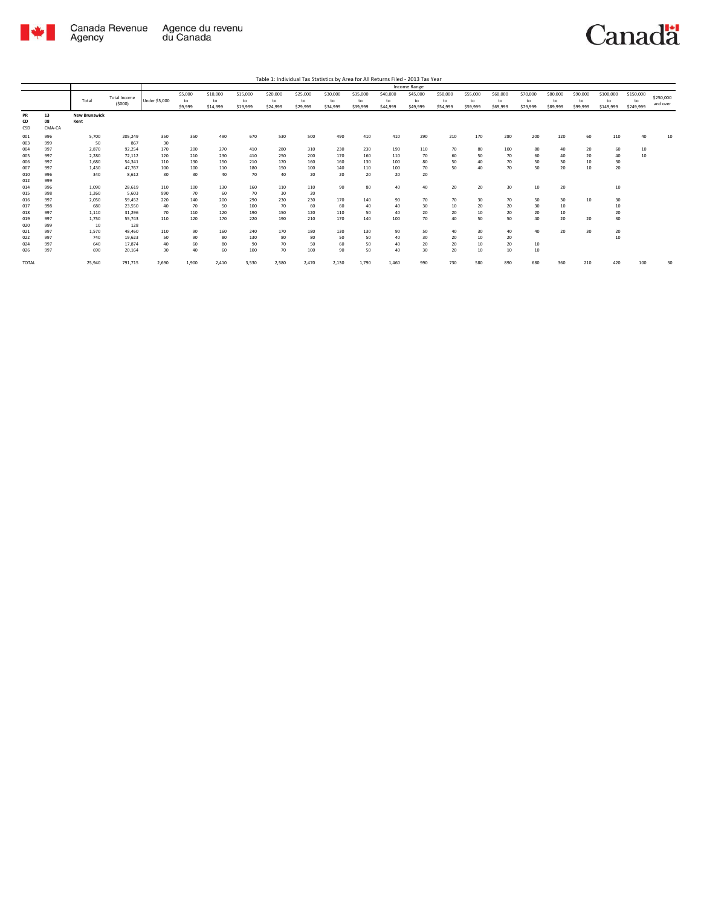Table 1: Individual Tax Statistics by Area for All Returns Filed - 2013 Tax Year

| | | Total | Total Income ($000) | Income Range | | | | | | | | | | | | | | | | | | |
|---|---|---|---|---|---|---|---|---|---|---|---|---|---|---|---|---|---|---|---|---|---|---|
| | | | | Under $5,000 | $5,000 to $9,999 | $10,000 to $14,999 | $15,000 to $19,999 | $20,000 to $24,999 | $25,000 to $29,999 | $30,000 to $34,999 | $35,000 to $39,999 | $40,000 to $44,999 | $45,000 to $49,999 | $50,000 to $54,999 | $55,000 to $59,999 | $60,000 to $69,999 | $70,000 to $79,999 | $80,000 to $89,999 | $90,000 to $99,999 | $100,000 to $149,999 | $150,000 to $249,999 | $250,000 and over |
| PR | 13 | **New Brunswick** | | | | | | | | | | | | | | | | | | | | |
| CD | 08 | **Kent** | | | | | | | | | | | | | | | | | | | | |
| CSD | CMA-CA | | | | | | | | | | | | | | | | | | | | | |
| 001 | 996 | 5,700 | 205,249 | 350 | 350 | 490 | 670 | 530 | 500 | 490 | 410 | 410 | 290 | 210 | 170 | 280 | 200 | 120 | 60 | 110 | 40 | 10 |
| 003 | 999 | 50 | 867 | 30 | | | | | | | | | | | | | | | | | | |
| 004 | 997 | 2,870 | 92,254 | 170 | 200 | 270 | 410 | 280 | 310 | 230 | 230 | 190 | 110 | 70 | 80 | 100 | 80 | 40 | 20 | 60 | 10 | |
| 005 | 997 | 2,280 | 72,112 | 120 | 210 | 230 | 410 | 250 | 200 | 170 | 160 | 110 | 70 | 60 | 50 | 70 | 60 | 40 | 20 | 40 | 10 | |
| 006 | 997 | 1,680 | 54,341 | 110 | 130 | 150 | 210 | 170 | 160 | 160 | 130 | 100 | 80 | 50 | 40 | 70 | 50 | 30 | 10 | 30 | | |
| 007 | 997 | 1,430 | 47,767 | 100 | 100 | 110 | 180 | 150 | 100 | 140 | 110 | 100 | 70 | 50 | 40 | 70 | 50 | 20 | 10 | 20 | | |
| 010 | 996 | 340 | 8,612 | 30 | 30 | 40 | 70 | 40 | 20 | 20 | 20 | 20 | 20 | | | | | | | | | |
| 012 | 999 | | | | | | | | | | | | | | | | | | | | | |
| 014 | 996 | 1,090 | 28,619 | 110 | 100 | 130 | 160 | 110 | 110 | 90 | 80 | 40 | 40 | 20 | 20 | 30 | 10 | 20 | | 10 | | |
| 015 | 998 | 1,260 | 5,603 | 990 | 70 | 60 | 70 | 30 | 20 | | | | | | | | | | | | | |
| 016 | 997 | 2,050 | 59,452 | 220 | 140 | 200 | 290 | 230 | 230 | 170 | 140 | 90 | 70 | 70 | 30 | 70 | 50 | 30 | 10 | 30 | | |
| 017 | 998 | 680 | 23,550 | 40 | 70 | 50 | 100 | 70 | 60 | 60 | 40 | 40 | 30 | 10 | 20 | 20 | 30 | 10 | | 10 | | |
| 018 | 997 | 1,110 | 31,296 | 70 | 110 | 120 | 190 | 150 | 120 | 110 | 50 | 40 | 20 | 20 | 10 | 20 | 20 | 10 | | 20 | | |
| 019 | 997 | 1,750 | 55,743 | 110 | 120 | 170 | 220 | 190 | 210 | 170 | 140 | 100 | 70 | 40 | 50 | 50 | 40 | 20 | 20 | 30 | | |
| 020 | 999 | 10 | 128 | | | | | | | | | | | | | | | | | | | |
| 021 | 997 | 1,570 | 48,460 | 110 | 90 | 160 | 240 | 170 | 180 | 130 | 130 | 90 | 50 | 40 | 30 | 40 | 40 | 20 | 30 | 20 | | |
| 022 | 997 | 740 | 19,623 | 50 | 90 | 80 | 130 | 80 | 80 | 50 | 50 | 40 | 30 | 20 | 10 | 20 | | | | 10 | | |
| 024 | 997 | 640 | 17,874 | 40 | 60 | 80 | 90 | 70 | 50 | 60 | 50 | 40 | 20 | 20 | 10 | 20 | 10 | | | | | |
| 026 | 997 | 690 | 20,164 | 30 | 40 | 60 | 100 | 70 | 100 | 90 | 50 | 40 | 30 | 20 | 10 | 10 | 10 | | | | | |
| TOTAL | | 25,940 | 791,715 | 2,690 | 1,900 | 2,410 | 3,530 | 2,580 | 2,470 | 2,130 | 1,790 | 1,460 | 990 | 730 | 580 | 890 | 680 | 360 | 210 | 420 | 100 | 30 |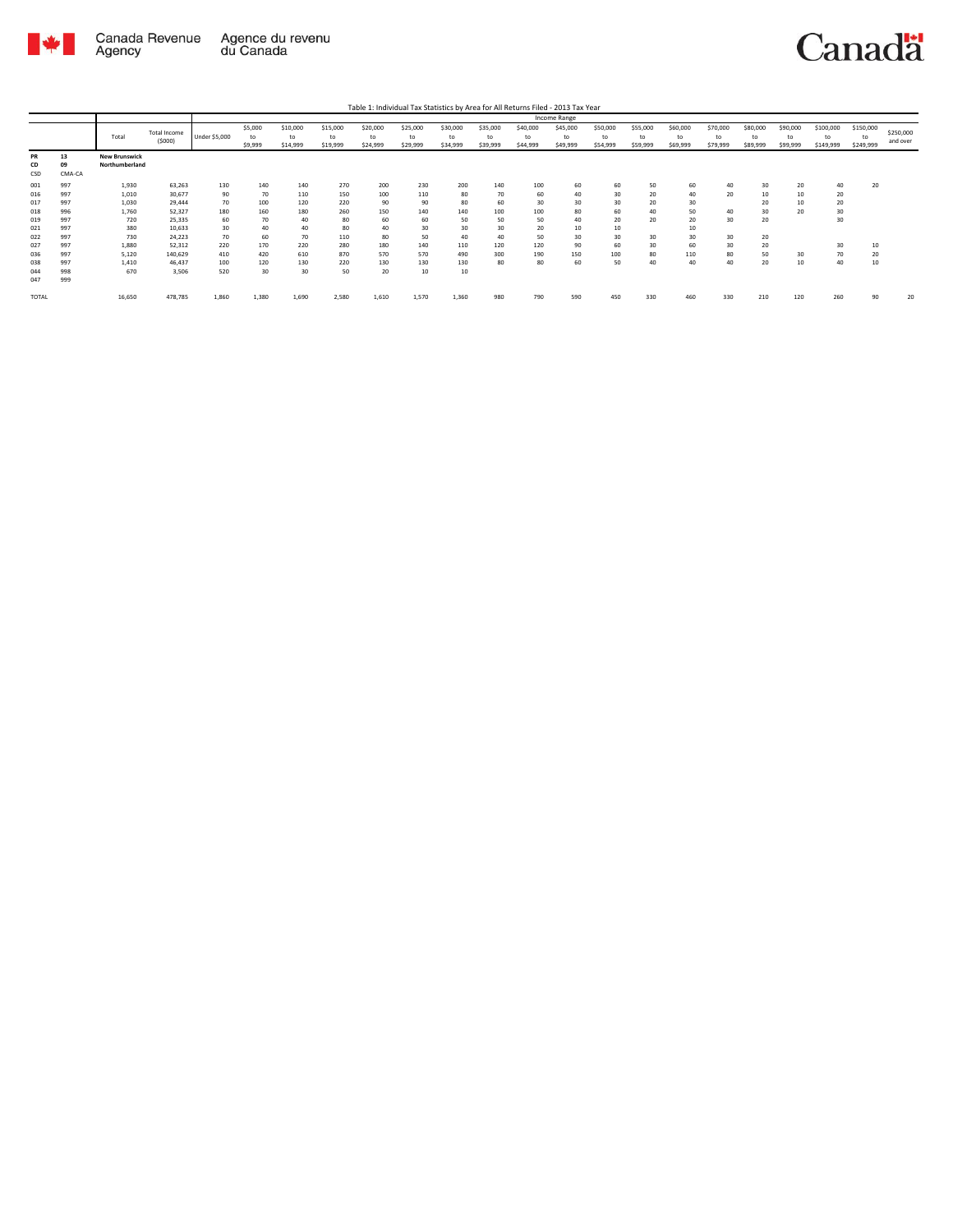Table 1: Individual Tax Statistics by Area for All Returns Filed - 2013 Tax Year

| | | Total | Total Income ($000) | Income Range | | | | | | | | | | | | | | | | | | |
|---|---|---|---|---|---|---|---|---|---|---|---|---|---|---|---|---|---|---|---|---|---|---|
| | | | | Under $5,000 | $5,000 to $9,999 | $10,000 to $14,999 | $15,000 to $19,999 | $20,000 to $24,999 | $25,000 to $29,999 | $30,000 to $34,999 | $35,000 to $39,999 | $40,000 to $44,999 | $45,000 to $49,999 | $50,000 to $54,999 | $55,000 to $59,999 | $60,000 to $69,999 | $70,000 to $79,999 | $80,000 to $89,999 | $90,000 to $99,999 | $100,000 to $149,999 | $150,000 to $249,999 | $250,000 and over |
| PR | 13 | New Brunswick | | | | | | | | | | | | | | | | | | | | |
| CD | 09 | Northumberland | | | | | | | | | | | | | | | | | | | | |
| CSD | CMA-CA | | | | | | | | | | | | | | | | | | | | | |
| 001 | 997 | 1,930 | 63,263 | 130 | 140 | 140 | 270 | 200 | 230 | 200 | 140 | 100 | 60 | 60 | 50 | 60 | 40 | 30 | 20 | 40 | 20 | |
| 016 | 997 | 1,010 | 30,677 | 90 | 70 | 110 | 150 | 100 | 110 | 80 | 70 | 60 | 40 | 30 | 20 | 40 | 20 | 10 | 10 | 20 | | |
| 017 | 997 | 1,030 | 29,444 | 70 | 100 | 120 | 220 | 90 | 90 | 80 | 60 | 30 | 30 | 30 | 20 | 30 | | 20 | 10 | 20 | | |
| 018 | 996 | 1,760 | 52,327 | 180 | 160 | 180 | 260 | 150 | 140 | 140 | 100 | 100 | 80 | 60 | 40 | 50 | 40 | 30 | 20 | 30 | | |
| 019 | 997 | 720 | 25,335 | 60 | 70 | 40 | 80 | 60 | 60 | 50 | 50 | 50 | 40 | 20 | 20 | 20 | 30 | 20 | | 30 | | |
| 021 | 997 | 380 | 10,633 | 30 | 40 | 40 | 80 | 40 | 30 | 30 | 30 | 20 | 10 | 10 | | 10 | | | | | | |
| 022 | 997 | 730 | 24,223 | 70 | 60 | 70 | 110 | 80 | 50 | 40 | 40 | 50 | 30 | 30 | 30 | 30 | 30 | 20 | | | | |
| 027 | 997 | 1,880 | 52,312 | 220 | 170 | 220 | 280 | 180 | 140 | 110 | 120 | 120 | 90 | 60 | 30 | 60 | 30 | 20 | | 30 | 10 | |
| 036 | 997 | 5,120 | 140,629 | 410 | 420 | 610 | 870 | 570 | 570 | 490 | 300 | 190 | 150 | 100 | 80 | 110 | 80 | 50 | 30 | 70 | 20 | |
| 038 | 997 | 1,410 | 46,437 | 100 | 120 | 130 | 220 | 130 | 130 | 130 | 80 | 80 | 60 | 50 | 40 | 40 | 40 | 20 | 10 | 40 | 10 | |
| 044 | 998 | 670 | 3,506 | 520 | 30 | 30 | 50 | 20 | 10 | 10 | | | | | | | | | | | | |
| 047 | 999 | | | | | | | | | | | | | | | | | | | | | |
| TOTAL | | 16,650 | 478,785 | 1,860 | 1,380 | 1,690 | 2,580 | 1,610 | 1,570 | 1,360 | 980 | 790 | 590 | 450 | 330 | 460 | 330 | 210 | 120 | 260 | 90 | 20 |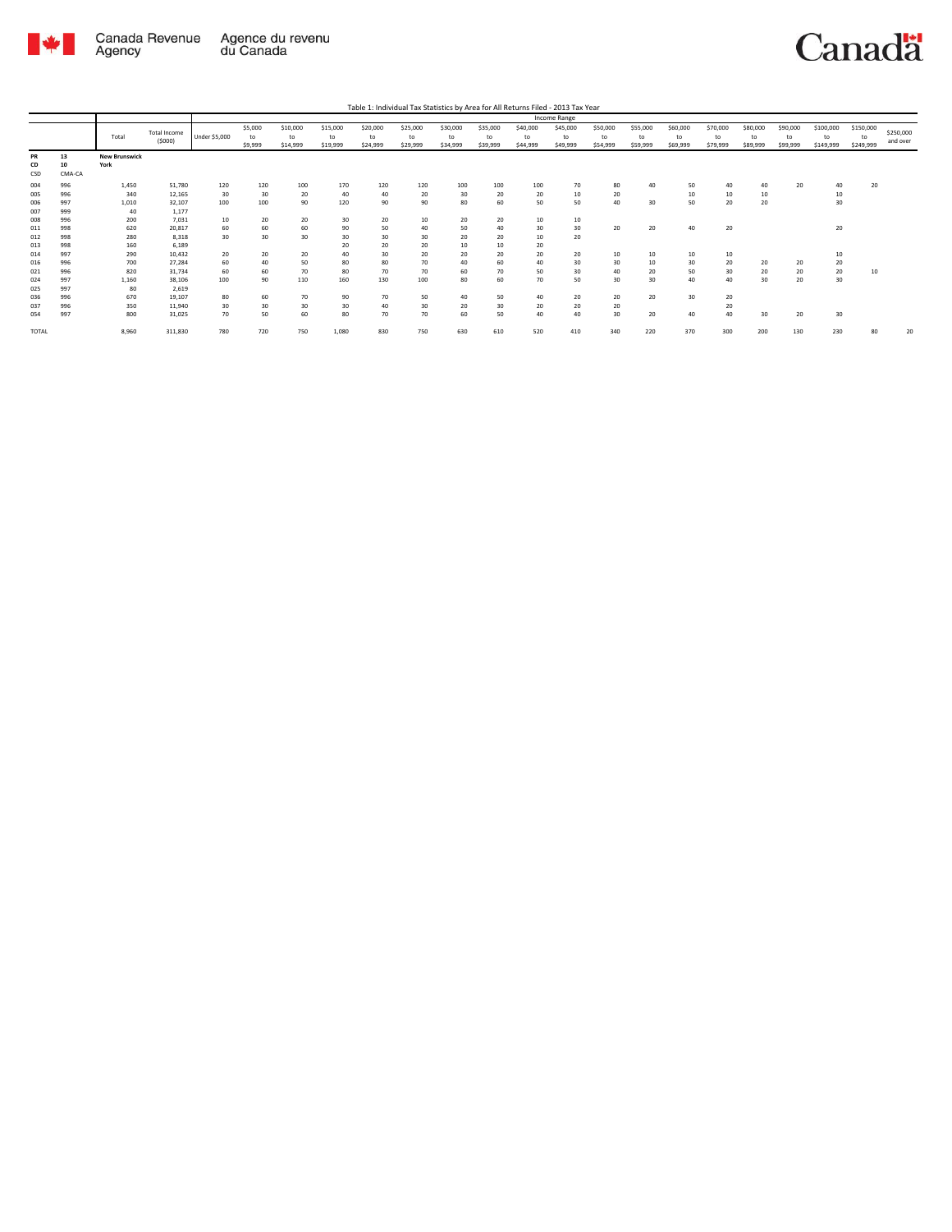Table 1: Individual Tax Statistics by Area for All Returns Filed - 2013 Tax Year

| | | Total | Total Income ($000) | Income Range | | | | | | | | | | | | | | | | | | |
|---|---|---|---|---|---|---|---|---|---|---|---|---|---|---|---|---|---|---|---|---|---|---|
| | | | | Under $5,000 | $5,000 to $9,999 | $10,000 to $14,999 | $15,000 to $19,999 | $20,000 to $24,999 | $25,000 to $29,999 | $30,000 to $34,999 | $35,000 to $39,999 | $40,000 to $44,999 | $45,000 to $49,999 | $50,000 to $54,999 | $55,000 to $59,999 | $60,000 to $69,999 | $70,000 to $79,999 | $80,000 to $89,999 | $90,000 to $99,999 | $100,000 to $149,999 | $150,000 to $249,999 | $250,000 and over |
| PR | 13 | New Brunswick | | | | | | | | | | | | | | | | | | | | |
| CD | 10 | York | | | | | | | | | | | | | | | | | | | | |
| CSD | CMA-CA | | | | | | | | | | | | | | | | | | | | | |
| 004 | 996 | 1,450 | 51,780 | 120 | 120 | 100 | 170 | 120 | 120 | 100 | 100 | 100 | 70 | 80 | 40 | 50 | 40 | 40 | 20 | 40 | 20 | |
| 005 | 996 | 340 | 12,165 | 30 | 30 | 20 | 40 | 40 | 20 | 30 | 20 | 20 | 10 | 20 | | 10 | 10 | 10 | | 10 | | |
| 006 | 997 | 1,010 | 32,107 | 100 | 100 | 90 | 120 | 90 | 90 | 80 | 60 | 50 | 50 | 40 | 30 | 50 | 20 | 20 | | 30 | | |
| 007 | 999 | 40 | 1,177 | | | | | | | | | | | | | | | | | | | |
| 008 | 996 | 200 | 7,031 | 10 | 20 | 20 | 30 | 20 | 10 | 20 | 20 | 10 | 10 | | | | | | | | | |
| 011 | 998 | 620 | 20,817 | 60 | 60 | 60 | 90 | 50 | 40 | 50 | 40 | 30 | 30 | 20 | 20 | 40 | 20 | | | 20 | | |
| 012 | 998 | 280 | 8,318 | 30 | 30 | 30 | 30 | 30 | 30 | 20 | 20 | 10 | 20 | | | | | | | | | |
| 013 | 998 | 160 | 6,189 | | | | 20 | 20 | 20 | 10 | 10 | 20 | | | | | | | | | | |
| 014 | 997 | 290 | 10,432 | 20 | 20 | 20 | 40 | 30 | 20 | 20 | 20 | 20 | 20 | 10 | 10 | 10 | 10 | | | 10 | | |
| 016 | 996 | 700 | 27,284 | 60 | 40 | 50 | 80 | 80 | 70 | 40 | 60 | 40 | 30 | 30 | 10 | 30 | 20 | 20 | 20 | 20 | | |
| 021 | 996 | 820 | 31,734 | 60 | 60 | 70 | 80 | 70 | 70 | 60 | 70 | 50 | 30 | 40 | 20 | 50 | 30 | 20 | 20 | 20 | 10 | |
| 024 | 997 | 1,160 | 38,106 | 100 | 90 | 110 | 160 | 130 | 100 | 80 | 60 | 70 | 50 | 30 | 30 | 40 | 40 | 30 | 20 | 30 | | |
| 025 | 997 | 80 | 2,619 | | | | | | | | | | | | | | | | | | | |
| 036 | 996 | 670 | 19,107 | 80 | 60 | 70 | 90 | 70 | 50 | 40 | 50 | 40 | 20 | 20 | 20 | 30 | 20 | | | | | |
| 037 | 996 | 350 | 11,940 | 30 | 30 | 30 | 30 | 40 | 30 | 20 | 30 | 20 | 20 | 20 | | | 20 | | | | | |
| 054 | 997 | 800 | 31,025 | 70 | 50 | 60 | 80 | 70 | 70 | 60 | 50 | 40 | 40 | 30 | 20 | 40 | 40 | 30 | 20 | 30 | | |
| TOTAL | | 8,960 | 311,830 | 780 | 720 | 750 | 1,080 | 830 | 750 | 630 | 610 | 520 | 410 | 340 | 220 | 370 | 300 | 200 | 130 | 230 | 80 | 20 |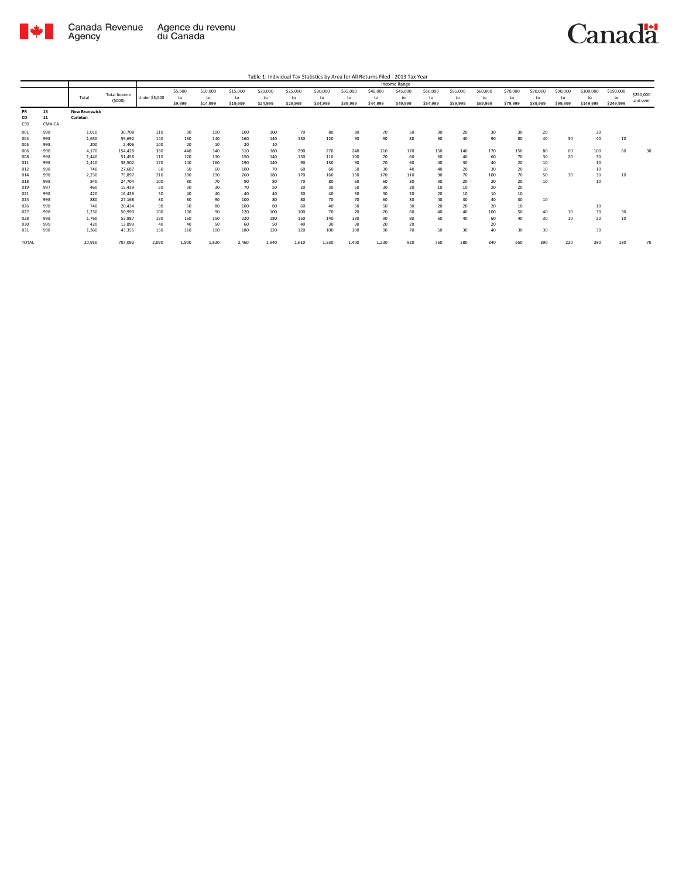Table 1: Individual Tax Statistics by Area for All Returns Filed - 2013 Tax Year

| | | Total | Total Income ($000) | Income Range | | | | | | | | | | | | | | | | | | |
|---|---|---|---|---|---|---|---|---|---|---|---|---|---|---|---|---|---|---|---|---|---|---|
| | | | | Under $5,000 | $5,000 to $9,999 | $10,000 to $14,999 | $15,000 to $19,999 | $20,000 to $24,999 | $25,000 to $29,999 | $30,000 to $34,999 | $35,000 to $39,999 | $40,000 to $44,999 | $45,000 to $49,999 | $50,000 to $54,999 | $55,000 to $59,999 | $60,000 to $69,999 | $70,000 to $79,999 | $80,000 to $89,999 | $90,000 to $99,999 | $100,000 to $149,999 | $150,000 to $249,999 | $250,000 and over |
| PR 13 | | New Brunswick | | | | | | | | | | | | | | | | | | | | |
| CD 11 | | Carleton | | | | | | | | | | | | | | | | | | | | |
| CSD | CMA-CA | | | | | | | | | | | | | | | | | | | | | |
| 001 | 998 | 1,010 | 30,708 | 110 | 90 | 100 | 100 | 100 | 70 | 80 | 80 | 70 | 50 | 30 | 20 | 30 | 30 | 20 | | 20 | | |
| 004 | 998 | 1,650 | 59,692 | 140 | 160 | 140 | 160 | 140 | 130 | 120 | 90 | 90 | 80 | 60 | 40 | 90 | 80 | 40 | 30 | 40 | 10 | |
| 005 | 998 | 200 | 2,406 | 100 | 20 | 10 | 20 | 10 | | | | | | | | | | | | | | |
| 006 | 998 | 4,170 | 154,428 | 380 | 440 | 340 | 510 | 380 | 290 | 270 | 240 | 210 | 170 | 150 | 140 | 170 | 150 | 80 | 60 | 100 | 60 | 30 |
| 008 | 998 | 1,440 | 51,458 | 110 | 120 | 130 | 150 | 140 | 130 | 110 | 100 | 70 | 60 | 60 | 40 | 60 | 70 | 30 | 20 | 30 | | |
| 011 | 998 | 1,410 | 38,502 | 170 | 140 | 160 | 190 | 140 | 90 | 130 | 90 | 70 | 60 | 40 | 30 | 40 | 20 | 10 | | 10 | | |
| 012 | 998 | 740 | 27,687 | 60 | 60 | 60 | 100 | 70 | 60 | 60 | 50 | 30 | 40 | 40 | 20 | 30 | 20 | 10 | | 10 | | |
| 014 | 998 | 2,230 | 75,897 | 210 | 180 | 190 | 260 | 180 | 170 | 160 | 150 | 170 | 110 | 90 | 70 | 100 | 70 | 50 | 30 | 30 | 10 | |
| 018 | 998 | 840 | 24,704 | 100 | 80 | 70 | 90 | 80 | 70 | 80 | 60 | 60 | 30 | 30 | 20 | 20 | 20 | 10 | | 10 | | |
| 019 | 997 | 460 | 15,439 | 50 | 30 | 30 | 70 | 50 | 20 | 30 | 50 | 30 | 20 | 10 | 10 | 20 | 20 | | | | | |
| 021 | 998 | 420 | 16,436 | 30 | 40 | 40 | 40 | 40 | 30 | 40 | 30 | 30 | 20 | 20 | 10 | 10 | 10 | | | | | |
| 024 | 998 | 880 | 27,168 | 80 | 80 | 90 | 100 | 80 | 80 | 70 | 70 | 60 | 30 | 40 | 30 | 40 | 30 | 10 | | | | |
| 026 | 998 | 740 | 20,434 | 90 | 60 | 80 | 100 | 80 | 60 | 40 | 60 | 50 | 30 | 20 | 20 | 20 | 10 | | | 10 | | |
| 027 | 998 | 1,230 | 50,990 | 100 | 100 | 90 | 120 | 100 | 100 | 70 | 70 | 70 | 60 | 40 | 40 | 100 | 50 | 40 | 10 | 30 | 30 | |
| 028 | 998 | 1,760 | 53,887 | 190 | 160 | 150 | 220 | 180 | 150 | 140 | 130 | 90 | 80 | 60 | 40 | 60 | 40 | 30 | 10 | 20 | 10 | |
| 030 | 999 | 420 | 13,899 | 40 | 40 | 50 | 60 | 50 | 40 | 30 | 30 | 20 | 20 | | | 20 | | | | | | |
| 031 | 998 | 1,360 | 43,355 | 160 | 110 | 100 | 180 | 120 | 120 | 100 | 100 | 90 | 70 | 50 | 30 | 40 | 30 | 30 | | 30 | | |
| TOTAL | | 20,950 | 707,092 | 2,090 | 1,900 | 1,830 | 2,460 | 1,940 | 1,610 | 1,530 | 1,400 | 1,230 | 920 | 750 | 580 | 840 | 650 | 390 | 220 | 390 | 180 | 70 |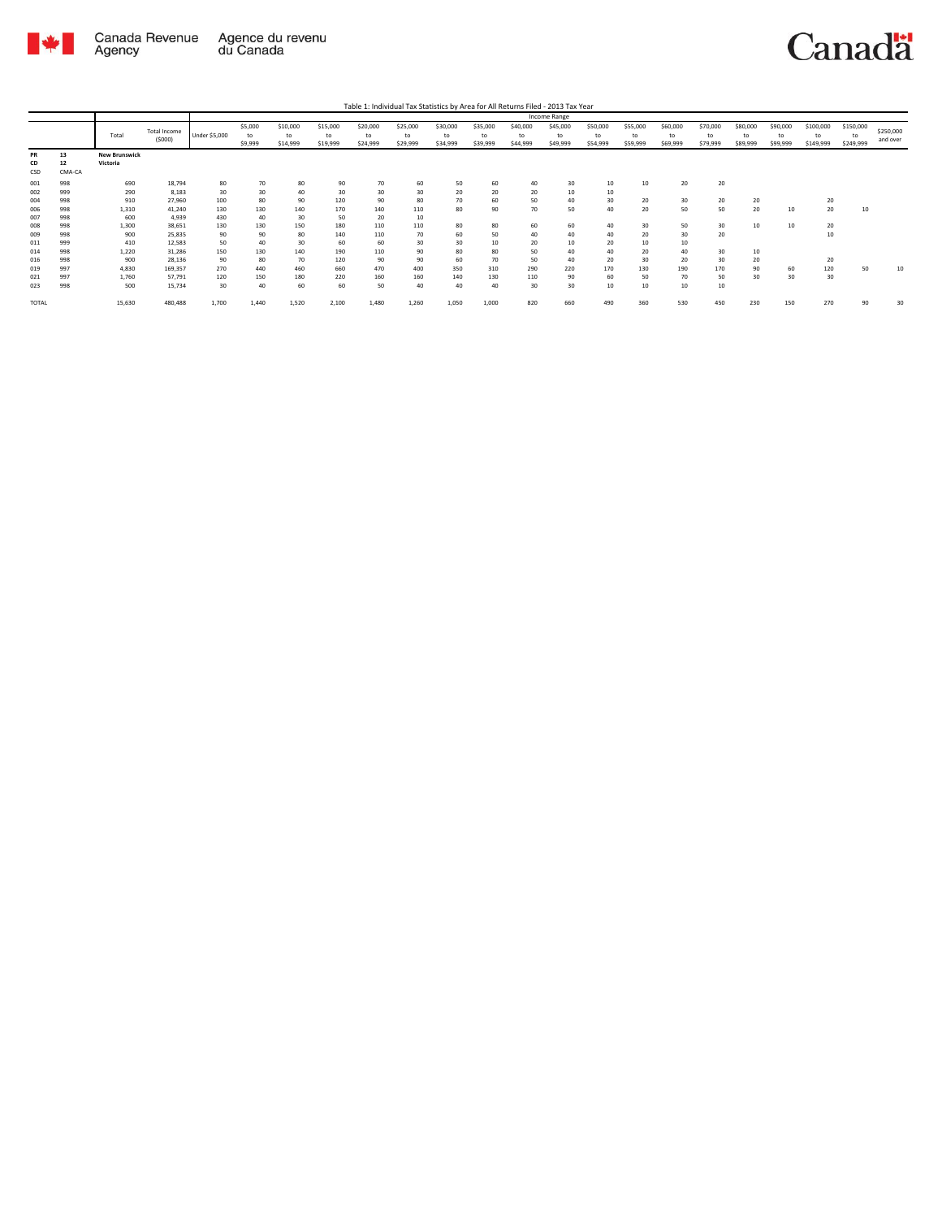Table 1: Individual Tax Statistics by Area for All Returns Filed - 2013 Tax Year

| | | Total | Total Income ($000) | Income Range | | | | | | | | | | | | | | | | | | |
|---|---|---|---|---|---|---|---|---|---|---|---|---|---|---|---|---|---|---|---|---|---|---|
| | | | | Under $5,000 | $5,000 to $9,999 | $10,000 to $14,999 | $15,000 to $19,999 | $20,000 to $24,999 | $25,000 to $29,999 | $30,000 to $34,999 | $35,000 to $39,999 | $40,000 to $44,999 | $45,000 to $49,999 | $50,000 to $54,999 | $55,000 to $59,999 | $60,000 to $69,999 | $70,000 to $79,999 | $80,000 to $89,999 | $90,000 to $99,999 | $100,000 to $149,999 | $150,000 to $249,999 | $250,000 and over |
| PR | 13 | New Brunswick | | | | | | | | | | | | | | | | | | | | |
| CD | 12 | Victoria | | | | | | | | | | | | | | | | | | | | |
| CSD | CMA-CA | | | | | | | | | | | | | | | | | | | | | |
| 001 | 998 | 690 | 18,794 | 80 | 70 | 80 | 90 | 70 | 60 | 50 | 60 | 40 | 30 | 10 | 10 | 20 | 20 | | | | | |
| 002 | 999 | 290 | 8,183 | 30 | 30 | 40 | 30 | 30 | 30 | 20 | 20 | 20 | 10 | 10 | | | | | | | | |
| 004 | 998 | 910 | 27,960 | 100 | 80 | 90 | 120 | 90 | 80 | 70 | 60 | 50 | 40 | 30 | 20 | 30 | 20 | 20 | | 20 | | |
| 006 | 998 | 1,310 | 41,240 | 130 | 130 | 140 | 170 | 140 | 110 | 80 | 90 | 70 | 50 | 40 | 20 | 50 | 50 | 20 | 10 | 20 | 10 | |
| 007 | 998 | 600 | 4,939 | 430 | 40 | 30 | 50 | 20 | 10 | | | | | | | | | | | | | |
| 008 | 998 | 1,300 | 38,651 | 130 | 130 | 150 | 180 | 110 | 110 | 80 | 80 | 60 | 60 | 40 | 30 | 50 | 30 | 10 | 10 | 20 | | |
| 009 | 998 | 900 | 25,835 | 90 | 90 | 80 | 140 | 110 | 70 | 60 | 50 | 40 | 40 | 40 | 20 | 30 | 20 | | | 10 | | |
| 011 | 999 | 410 | 12,583 | 50 | 40 | 30 | 60 | 60 | 30 | 30 | 10 | 20 | 10 | 20 | 10 | 10 | | | | | | |
| 014 | 998 | 1,220 | 31,286 | 150 | 130 | 140 | 190 | 110 | 90 | 80 | 80 | 50 | 40 | 40 | 20 | 40 | 30 | 10 | | | | |
| 016 | 998 | 900 | 28,136 | 90 | 80 | 70 | 120 | 90 | 90 | 60 | 70 | 50 | 40 | 20 | 30 | 20 | 30 | 20 | | 20 | | |
| 019 | 997 | 4,830 | 169,357 | 270 | 440 | 460 | 660 | 470 | 400 | 350 | 310 | 290 | 220 | 170 | 130 | 190 | 170 | 90 | 60 | 120 | 50 | 10 |
| 021 | 997 | 1,760 | 57,791 | 120 | 150 | 180 | 220 | 160 | 160 | 140 | 130 | 110 | 90 | 60 | 50 | 70 | 50 | 30 | 30 | 30 | | |
| 023 | 998 | 500 | 15,734 | 30 | 40 | 60 | 60 | 50 | 40 | 40 | 40 | 30 | 30 | 10 | 10 | 10 | 10 | | | | | |
| TOTAL | | 15,630 | 480,488 | 1,700 | 1,440 | 1,520 | 2,100 | 1,480 | 1,260 | 1,050 | 1,000 | 820 | 660 | 490 | 360 | 530 | 450 | 230 | 150 | 270 | 90 | 30 |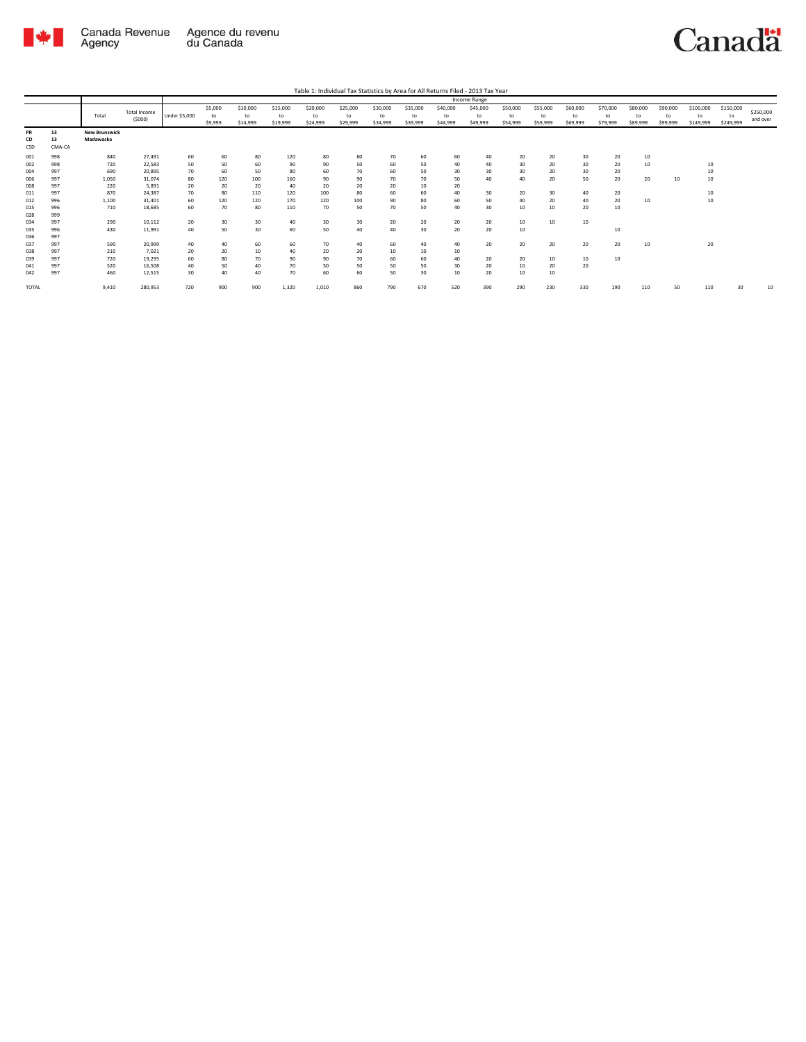Table 1: Individual Tax Statistics by Area for All Returns Filed - 2013 Tax Year

| | | Total | Total Income ($000) | Income Range | | | | | | | | | | | | | | | | | | |
|---|---|---|---|---|---|---|---|---|---|---|---|---|---|---|---|---|---|---|---|---|---|---|
| | | | | Under $5,000 | $5,000 to $9,999 | $10,000 to $14,999 | $15,000 to $19,999 | $20,000 to $24,999 | $25,000 to $29,999 | $30,000 to $34,999 | $35,000 to $39,999 | $40,000 to $44,999 | $45,000 to $49,999 | $50,000 to $54,999 | $55,000 to $59,999 | $60,000 to $69,999 | $70,000 to $79,999 | $80,000 to $89,999 | $90,000 to $99,999 | $100,000 to $149,999 | $150,000 to $249,999 | $250,000 and over |
| PR | 13 | New Brunswick | | | | | | | | | | | | | | | | | | | | |
| CD | 13 | Madawaska | | | | | | | | | | | | | | | | | | | | |
| CSD | CMA-CA | | | | | | | | | | | | | | | | | | | | | |
| 001 | 998 | 840 | 27,491 | 60 | 60 | 80 | 120 | 80 | 80 | 70 | 60 | 60 | 40 | 20 | 20 | 30 | 20 | 10 | | | | |
| 002 | 998 | 720 | 22,583 | 50 | 50 | 60 | 90 | 90 | 50 | 60 | 50 | 40 | 40 | 30 | 20 | 30 | 20 | 10 | | 10 | | |
| 004 | 997 | 690 | 20,895 | 70 | 60 | 50 | 80 | 60 | 70 | 60 | 50 | 30 | 30 | 30 | 20 | 30 | 20 | | | 10 | | |
| 006 | 997 | 1,050 | 31,074 | 80 | 120 | 100 | 160 | 90 | 90 | 70 | 70 | 50 | 40 | 40 | 20 | 50 | 20 | 20 | 10 | 10 | | |
| 008 | 997 | 220 | 5,891 | 20 | 20 | 20 | 40 | 20 | 20 | 20 | 10 | 20 | | | | | | | | | | |
| 011 | 997 | 870 | 24,387 | 70 | 80 | 110 | 120 | 100 | 80 | 60 | 60 | 40 | 30 | 20 | 30 | 40 | 20 | | | 10 | | |
| 012 | 996 | 1,100 | 31,401 | 60 | 120 | 120 | 170 | 120 | 100 | 90 | 80 | 60 | 50 | 40 | 20 | 40 | 20 | 10 | | 10 | | |
| 015 | 996 | 710 | 18,685 | 60 | 70 | 80 | 110 | 70 | 50 | 70 | 50 | 40 | 30 | 10 | 10 | 20 | 10 | | | | | |
| 028 | 999 | | | | | | | | | | | | | | | | | | | | | |
| 034 | 997 | 290 | 10,112 | 20 | 30 | 30 | 40 | 30 | 30 | 20 | 20 | 20 | 20 | 10 | 10 | 10 | | | | | | |
| 035 | 996 | 430 | 11,991 | 40 | 50 | 30 | 60 | 50 | 40 | 40 | 30 | 20 | 20 | 10 | | | 10 | | | | | |
| 036 | 997 | | | | | | | | | | | | | | | | | | | | | |
| 037 | 997 | 590 | 20,999 | 40 | 40 | 60 | 60 | 70 | 40 | 60 | 40 | 40 | 20 | 20 | 20 | 20 | 20 | 10 | | 20 | | |
| 038 | 997 | 210 | 7,021 | 20 | 20 | 10 | 40 | 20 | 20 | 10 | 10 | 10 | | | | | | | | | | |
| 039 | 997 | 720 | 19,295 | 60 | 80 | 70 | 90 | 90 | 70 | 60 | 60 | 40 | 20 | 20 | 10 | 10 | 10 | | | | | |
| 041 | 997 | 520 | 16,508 | 40 | 50 | 40 | 70 | 50 | 50 | 50 | 50 | 30 | 20 | 10 | 20 | 20 | | | | | | |
| 042 | 997 | 460 | 12,515 | 30 | 40 | 40 | 70 | 60 | 60 | 50 | 30 | 10 | 20 | 10 | 10 | | | | | | | |
| TOTAL | | 9,410 | 280,953 | 720 | 900 | 900 | 1,320 | 1,010 | 860 | 790 | 670 | 520 | 390 | 290 | 230 | 330 | 190 | 110 | 50 | 110 | 30 | 10 |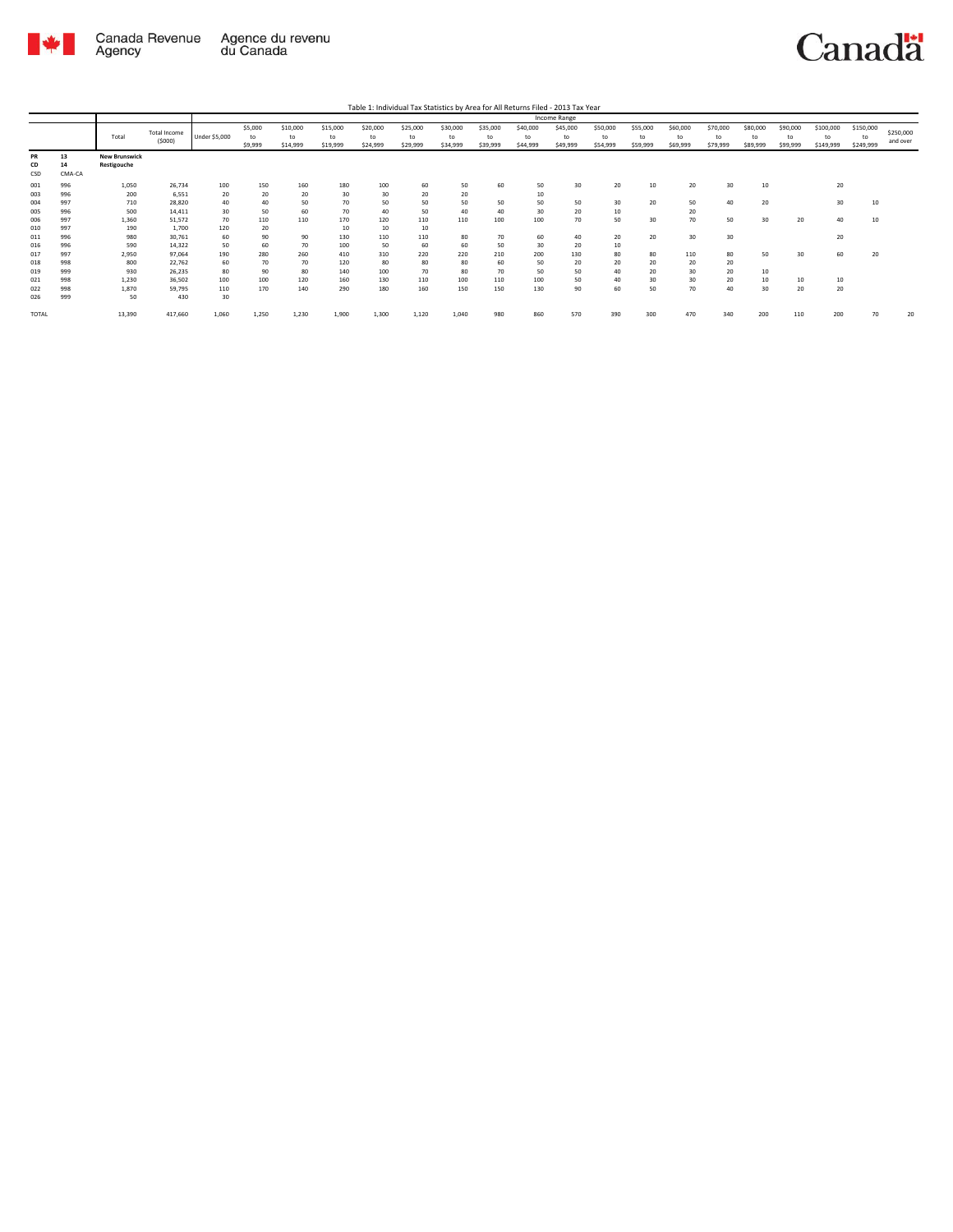Table 1: Individual Tax Statistics by Area for All Returns Filed - 2013 Tax Year

| | | Total | Total Income ($000) | Income Range | | | | | | | | | | | | | | | | | | |
|---|---|---|---|---|---|---|---|---|---|---|---|---|---|---|---|---|---|---|---|---|---|---|
| | | | | Under $5,000 | $5,000 to $9,999 | $10,000 to $14,999 | $15,000 to $19,999 | $20,000 to $24,999 | $25,000 to $29,999 | $30,000 to $34,999 | $35,000 to $39,999 | $40,000 to $44,999 | $45,000 to $49,999 | $50,000 to $54,999 | $55,000 to $59,999 | $60,000 to $69,999 | $70,000 to $79,999 | $80,000 to $89,999 | $90,000 to $99,999 | $100,000 to $149,999 | $150,000 to $249,999 | $250,000 and over |
| PR 13 | | **New Brunswick** | | | | | | | | | | | | | | | | | | | | |
| CD 14 | | **Restigouche** | | | | | | | | | | | | | | | | | | | | |
| CSD | CMA-CA | | | | | | | | | | | | | | | | | | | | | |
| 001 | 996 | 1,050 | 26,734 | 100 | 150 | 160 | 180 | 100 | 60 | 50 | 60 | 50 | 30 | 20 | 10 | 20 | 30 | 10 | | 20 | | |
| 003 | 996 | 200 | 6,551 | 20 | 20 | 20 | 30 | 30 | 20 | 20 | | 10 | | | | | | | | | | |
| 004 | 997 | 710 | 28,820 | 40 | 40 | 50 | 70 | 50 | 50 | 50 | 50 | 50 | 50 | 30 | 20 | 50 | 40 | 20 | | 30 | 10 | |
| 005 | 996 | 500 | 14,411 | 30 | 50 | 60 | 70 | 40 | 50 | 40 | 40 | 30 | 20 | 10 | | 20 | | | | | | |
| 006 | 997 | 1,360 | 51,572 | 70 | 110 | 110 | 170 | 120 | 110 | 110 | 100 | 100 | 70 | 50 | 30 | 70 | 50 | 30 | 20 | 40 | 10 | |
| 010 | 997 | 190 | 1,700 | 120 | 20 | | 10 | 10 | 10 | | | | | | | | | | | | | |
| 011 | 996 | 980 | 30,761 | 60 | 90 | 90 | 130 | 110 | 110 | 80 | 70 | 60 | 40 | 20 | 20 | 30 | 30 | | | 20 | | |
| 016 | 996 | 590 | 14,322 | 50 | 60 | 70 | 100 | 50 | 60 | 60 | 50 | 30 | 20 | 10 | | | | | | | | |
| 017 | 997 | 2,950 | 97,064 | 190 | 280 | 260 | 410 | 310 | 220 | 220 | 210 | 200 | 130 | 80 | 80 | 110 | 80 | 50 | 30 | 60 | 20 | |
| 018 | 998 | 800 | 22,762 | 60 | 70 | 70 | 120 | 80 | 80 | 80 | 60 | 50 | 20 | 20 | 20 | 20 | 20 | | | | | |
| 019 | 999 | 930 | 26,235 | 80 | 90 | 80 | 140 | 100 | 70 | 80 | 70 | 50 | 50 | 40 | 20 | 30 | 20 | 10 | | | | |
| 021 | 998 | 1,230 | 36,502 | 100 | 100 | 120 | 160 | 130 | 110 | 100 | 110 | 100 | 50 | 40 | 30 | 30 | 20 | 10 | 10 | 10 | | |
| 022 | 998 | 1,870 | 59,795 | 110 | 170 | 140 | 290 | 180 | 160 | 150 | 150 | 130 | 90 | 60 | 50 | 70 | 40 | 30 | 20 | 20 | | |
| 026 | 999 | 50 | 430 | 30 | | | | | | | | | | | | | | | | | | |
| TOTAL | | 13,390 | 417,660 | 1,060 | 1,250 | 1,230 | 1,900 | 1,300 | 1,120 | 1,040 | 980 | 860 | 570 | 390 | 300 | 470 | 340 | 200 | 110 | 200 | 70 | 20 |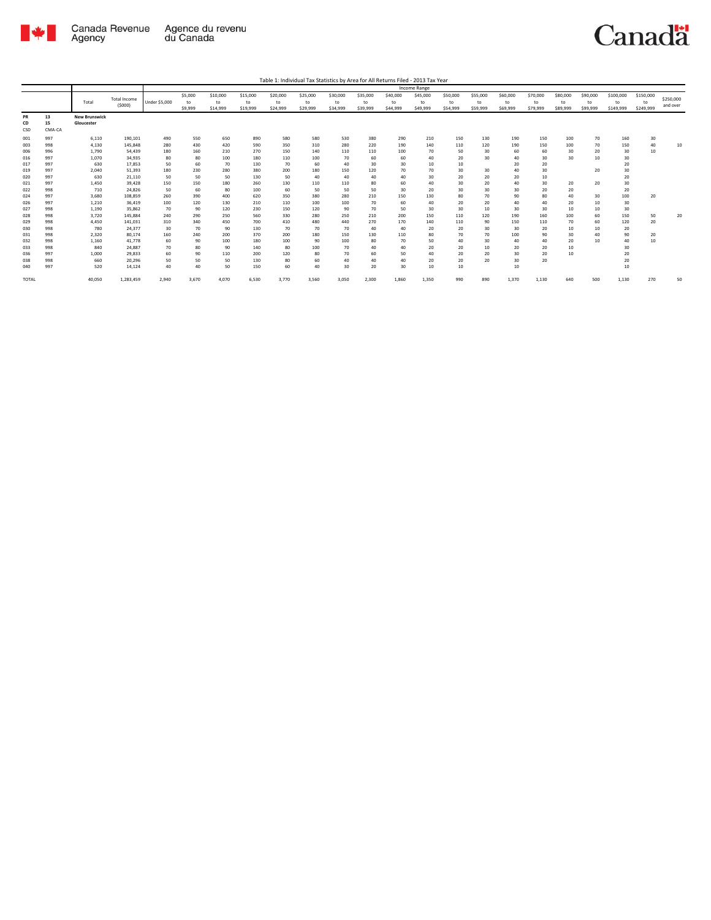Table 1: Individual Tax Statistics by Area for All Returns Filed - 2013 Tax Year

| | | Total | Total Income ($000) | Income Range | | | | | | | | | | | | | | | | | | |
|---|---|---|---|---|---|---|---|---|---|---|---|---|---|---|---|---|---|---|---|---|---|---|
| | | | | Under $5,000 | $5,000 to $9,999 | $10,000 to $14,999 | $15,000 to $19,999 | $20,000 to $24,999 | $25,000 to $29,999 | $30,000 to $34,999 | $35,000 to $39,999 | $40,000 to $44,999 | $45,000 to $49,999 | $50,000 to $54,999 | $55,000 to $59,999 | $60,000 to $69,999 | $70,000 to $79,999 | $80,000 to $89,999 | $90,000 to $99,999 | $100,000 to $149,999 | $150,000 to $249,999 | $250,000 and over |
| PR | 13 | New Brunswick | | | | | | | | | | | | | | | | | | | | |
| CD | 15 | Gloucester | | | | | | | | | | | | | | | | | | | | |
| CSD | CMA-CA | | | | | | | | | | | | | | | | | | | | | |
| 001 | 997 | 6,110 | 190,101 | 490 | 550 | 650 | 890 | 580 | 580 | 530 | 380 | 290 | 210 | 150 | 130 | 190 | 150 | 100 | 70 | 160 | 30 | |
| 003 | 998 | 4,130 | 145,848 | 280 | 430 | 420 | 590 | 350 | 310 | 280 | 220 | 190 | 140 | 110 | 120 | 190 | 150 | 100 | 70 | 150 | 40 | 10 |
| 006 | 996 | 1,790 | 54,439 | 180 | 160 | 210 | 270 | 150 | 140 | 110 | 110 | 100 | 70 | 50 | 30 | 60 | 60 | 30 | 20 | 30 | 10 | |
| 016 | 997 | 1,070 | 34,935 | 80 | 80 | 100 | 180 | 110 | 100 | 70 | 60 | 60 | 40 | 20 | 30 | 40 | 30 | 30 | 10 | 30 | | |
| 017 | 997 | 630 | 17,853 | 50 | 60 | 70 | 130 | 70 | 60 | 40 | 30 | 30 | 10 | 10 | | 20 | 20 | | | 20 | | |
| 019 | 997 | 2,040 | 51,393 | 180 | 230 | 280 | 380 | 200 | 180 | 150 | 120 | 70 | 70 | 30 | 30 | 40 | 30 | | 20 | 30 | | |
| 020 | 997 | 630 | 21,110 | 50 | 50 | 50 | 130 | 50 | 40 | 40 | 40 | 40 | 30 | 20 | 20 | 20 | 10 | | | 20 | | |
| 021 | 997 | 1,450 | 39,428 | 150 | 150 | 180 | 260 | 130 | 110 | 110 | 80 | 60 | 40 | 30 | 20 | 40 | 30 | 20 | 20 | 30 | | |
| 022 | 998 | 710 | 24,826 | 50 | 60 | 80 | 100 | 60 | 50 | 50 | 50 | 30 | 20 | 30 | 30 | 30 | 20 | 20 | | 20 | | |
| 024 | 997 | 3,680 | 108,859 | 260 | 390 | 400 | 620 | 350 | 380 | 280 | 210 | 150 | 130 | 80 | 70 | 90 | 80 | 40 | 30 | 100 | 20 | |
| 026 | 997 | 1,210 | 36,419 | 100 | 120 | 130 | 210 | 110 | 100 | 100 | 70 | 60 | 40 | 20 | 20 | 40 | 40 | 20 | 10 | 30 | | |
| 027 | 998 | 1,190 | 35,862 | 70 | 90 | 120 | 230 | 150 | 120 | 90 | 70 | 50 | 30 | 30 | 10 | 30 | 30 | 10 | 10 | 30 | | |
| 028 | 998 | 3,720 | 145,884 | 240 | 290 | 250 | 560 | 330 | 280 | 250 | 210 | 200 | 150 | 110 | 120 | 190 | 160 | 100 | 60 | 150 | 50 | 20 |
| 029 | 998 | 4,450 | 141,031 | 310 | 340 | 450 | 700 | 410 | 480 | 440 | 270 | 170 | 140 | 110 | 90 | 150 | 110 | 70 | 60 | 120 | 20 | |
| 030 | 998 | 780 | 24,377 | 30 | 70 | 90 | 130 | 70 | 70 | 70 | 40 | 40 | 20 | 20 | 30 | 30 | 20 | 10 | 10 | 20 | | |
| 031 | 998 | 2,320 | 80,174 | 160 | 240 | 200 | 370 | 200 | 180 | 150 | 130 | 110 | 80 | 70 | 70 | 100 | 90 | 30 | 40 | 90 | 20 | |
| 032 | 998 | 1,160 | 41,778 | 60 | 90 | 100 | 180 | 100 | 90 | 100 | 80 | 70 | 50 | 40 | 30 | 40 | 40 | 20 | 10 | 40 | 10 | |
| 033 | 998 | 840 | 24,887 | 70 | 80 | 90 | 140 | 80 | 100 | 70 | 40 | 40 | 20 | 20 | 10 | 20 | 20 | 10 | | 30 | | |
| 036 | 997 | 1,000 | 29,833 | 60 | 90 | 110 | 200 | 120 | 80 | 70 | 60 | 50 | 40 | 20 | 20 | 30 | 20 | 10 | | 20 | | |
| 038 | 998 | 660 | 20,296 | 50 | 50 | 50 | 130 | 80 | 60 | 40 | 40 | 40 | 20 | 20 | 20 | 30 | 20 | | | 20 | | |
| 040 | 997 | 520 | 14,124 | 40 | 40 | 50 | 150 | 60 | 40 | 30 | 20 | 30 | 10 | 10 | | 10 | | | | 10 | | |
| TOTAL | | 40,050 | 1,283,459 | 2,940 | 3,670 | 4,070 | 6,530 | 3,770 | 3,560 | 3,050 | 2,300 | 1,860 | 1,350 | 990 | 890 | 1,370 | 1,130 | 640 | 500 | 1,130 | 270 | 50 |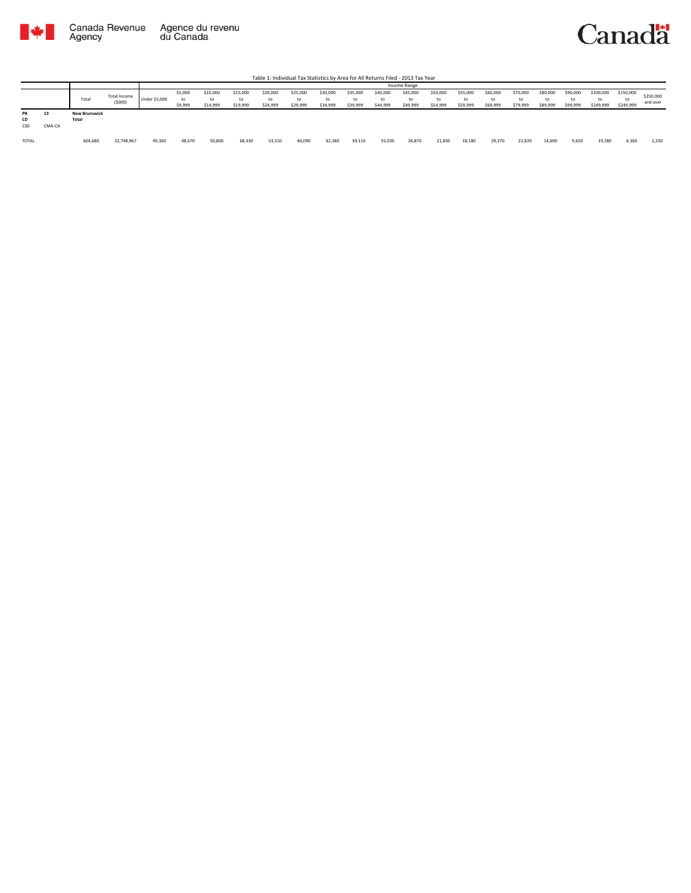Canada Revenue Agency / Agence du revenu du Canada

Canada

Table 1: Individual Tax Statistics by Area for All Returns Filed - 2013 Tax Year

| | | | | Income Range | | | | | | | | | | | | | | | | | | |
|---|---|---|---|---|---|---|---|---|---|---|---|---|---|---|---|---|---|---|---|---|---|---|
| | | Total | Total Income ($000) | Under $5,000 | $5,000 to $9,999 | $10,000 to $14,999 | $15,000 to $19,999 | $20,000 to $24,999 | $25,000 to $29,999 | $30,000 to $34,999 | $35,000 to $39,999 | $40,000 to $44,999 | $45,000 to $49,999 | $50,000 to $54,999 | $55,000 to $59,999 | $60,000 to $69,999 | $70,000 to $79,999 | $80,000 to $89,999 | $90,000 to $99,999 | $100,000 to $149,999 | $150,000 to $249,999 | $250,000 and over |
| **PR** | **13** | **New Brunswick** | | | | | | | | | | | | | | | | | | | | |
| **CD** | | **Total** | | | | | | | | | | | | | | | | | | | | |
| CSD | CMA-CA | | | | | | | | | | | | | | | | | | | | | |
| TOTAL | | 604,680 | 22,748,967 | 49,360 | 48,670 | 50,800 | 68,430 | 53,510 | 46,090 | 42,380 | 39,110 | 35,030 | 26,870 | 21,830 | 18,180 | 29,370 | 22,820 | 14,690 | 9,650 | 19,280 | 6,360 | 2,250 |